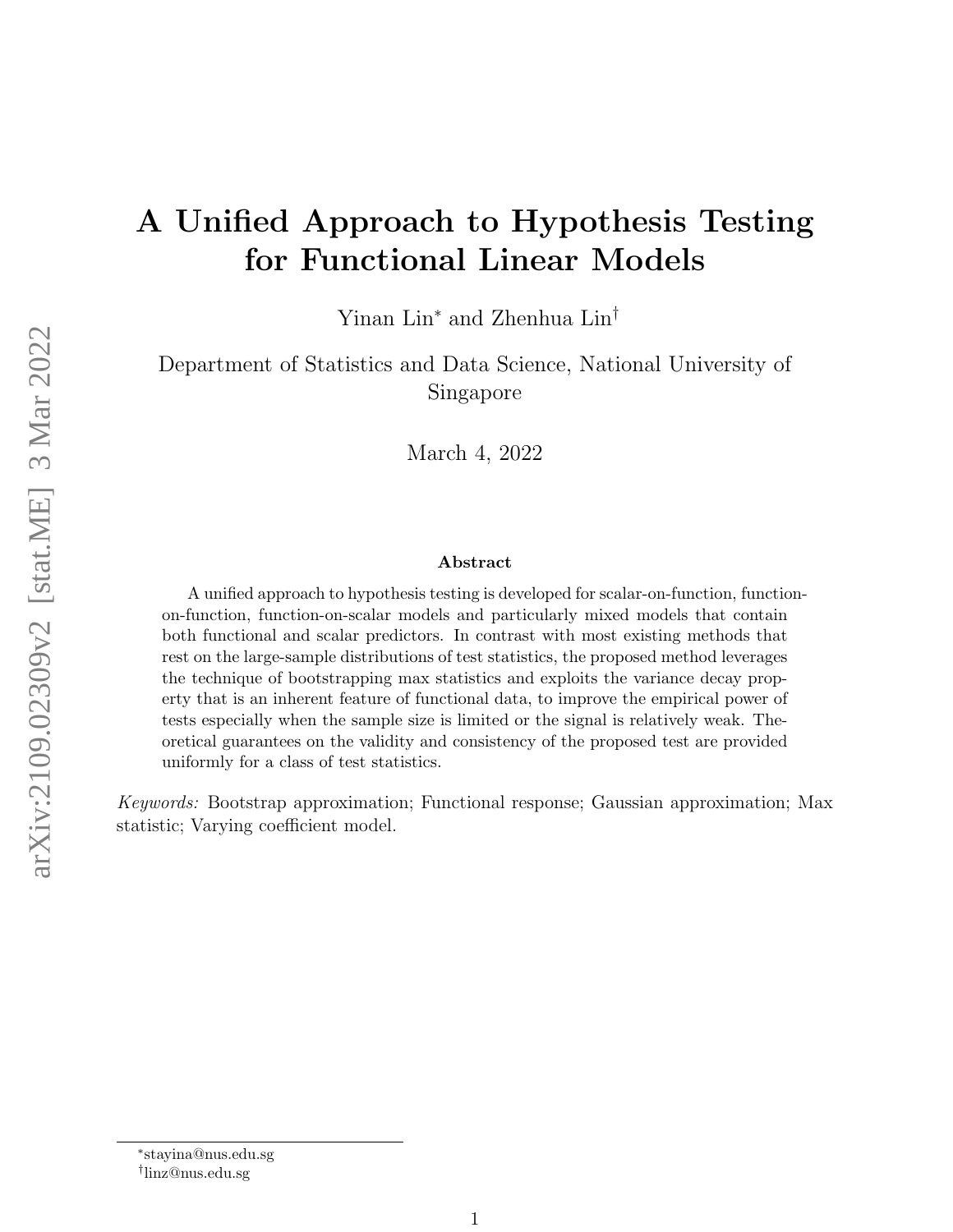# A Unified Approach to Hypothesis Testing for Functional Linear Models

Yinan Lin* and Zhenhua Lin†

Department of Statistics and Data Science, National University of Singapore

March 4, 2022

### Abstract

A unified approach to hypothesis testing is developed for scalar-on-function, function-on-function, function-on-scalar models and particularly mixed models that contain both functional and scalar predictors. In contrast with most existing methods that rest on the large-sample distributions of test statistics, the proposed method leverages the technique of bootstrapping max statistics and exploits the variance decay property that is an inherent feature of functional data, to improve the empirical power of tests especially when the sample size is limited or the signal is relatively weak. Theoretical guarantees on the validity and consistency of the proposed test are provided uniformly for a class of test statistics.

*Keywords:* Bootstrap approximation; Functional response; Gaussian approximation; Max statistic; Varying coefficient model.

*stayina@nus.edu.sg

†linz@nus.edu.sg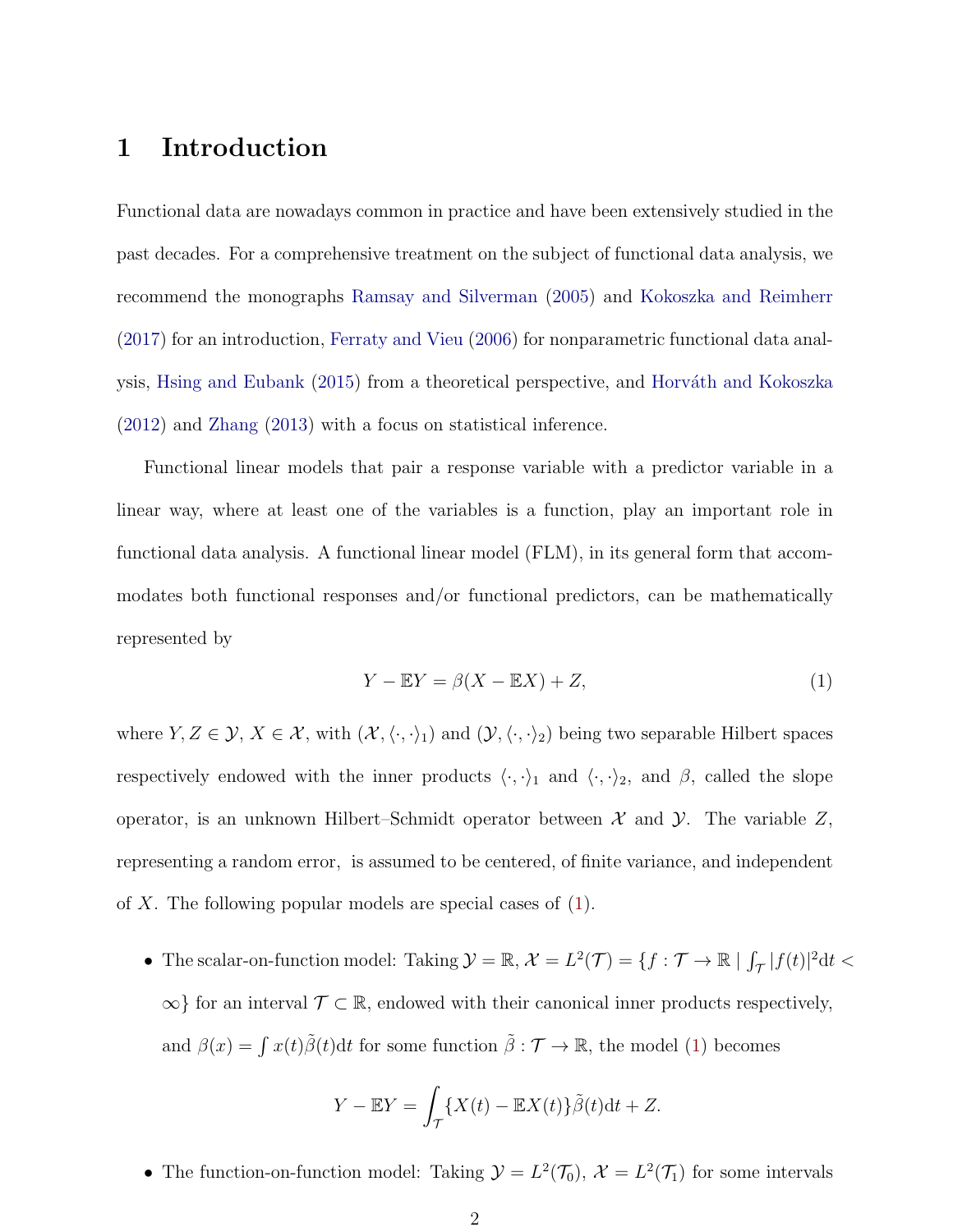# 1 Introduction

Functional data are nowadays common in practice and have been extensively studied in the past decades. For a comprehensive treatment on the subject of functional data analysis, we recommend the monographs Ramsay and Silverman (2005) and Kokoszka and Reimherr (2017) for an introduction, Ferraty and Vieu (2006) for nonparametric functional data analysis, Hsing and Eubank (2015) from a theoretical perspective, and Horváth and Kokoszka (2012) and Zhang (2013) with a focus on statistical inference.

Functional linear models that pair a response variable with a predictor variable in a linear way, where at least one of the variables is a function, play an important role in functional data analysis. A functional linear model (FLM), in its general form that accommodates both functional responses and/or functional predictors, can be mathematically represented by

$$Y - \mathbb{E}Y = \beta(X - \mathbb{E}X) + Z, \tag{1}$$

where $Y, Z \in \mathcal{Y}$, $X \in \mathcal{X}$, with $(\mathcal{X}, \langle \cdot, \cdot \rangle_1)$ and $(\mathcal{Y}, \langle \cdot, \cdot \rangle_2)$ being two separable Hilbert spaces respectively endowed with the inner products $\langle \cdot, \cdot \rangle_1$ and $\langle \cdot, \cdot \rangle_2$, and $\beta$, called the slope operator, is an unknown Hilbert–Schmidt operator between $\mathcal{X}$ and $\mathcal{Y}$. The variable $Z$, representing a random error, is assumed to be centered, of finite variance, and independent of $X$. The following popular models are special cases of (1).

- The scalar-on-function model: Taking $\mathcal{Y} = \mathbb{R}$, $\mathcal{X} = L^2(\mathcal{T}) = \{f : \mathcal{T} \to \mathbb{R} \mid \int_{\mathcal{T}} |f(t)|^2 \mathrm{d}t < \infty\}$ for an interval $\mathcal{T} \subset \mathbb{R}$, endowed with their canonical inner products respectively, and $\beta(x) = \int x(t)\tilde{\beta}(t)\mathrm{d}t$ for some function $\tilde{\beta} : \mathcal{T} \to \mathbb{R}$, the model (1) becomes

$$Y - \mathbb{E}Y = \int_{\mathcal{T}} \{X(t) - \mathbb{E}X(t)\}\tilde{\beta}(t)\mathrm{d}t + Z.$$

- The function-on-function model: Taking $\mathcal{Y} = L^2(\mathcal{T}_0)$, $\mathcal{X} = L^2(\mathcal{T}_1)$ for some intervals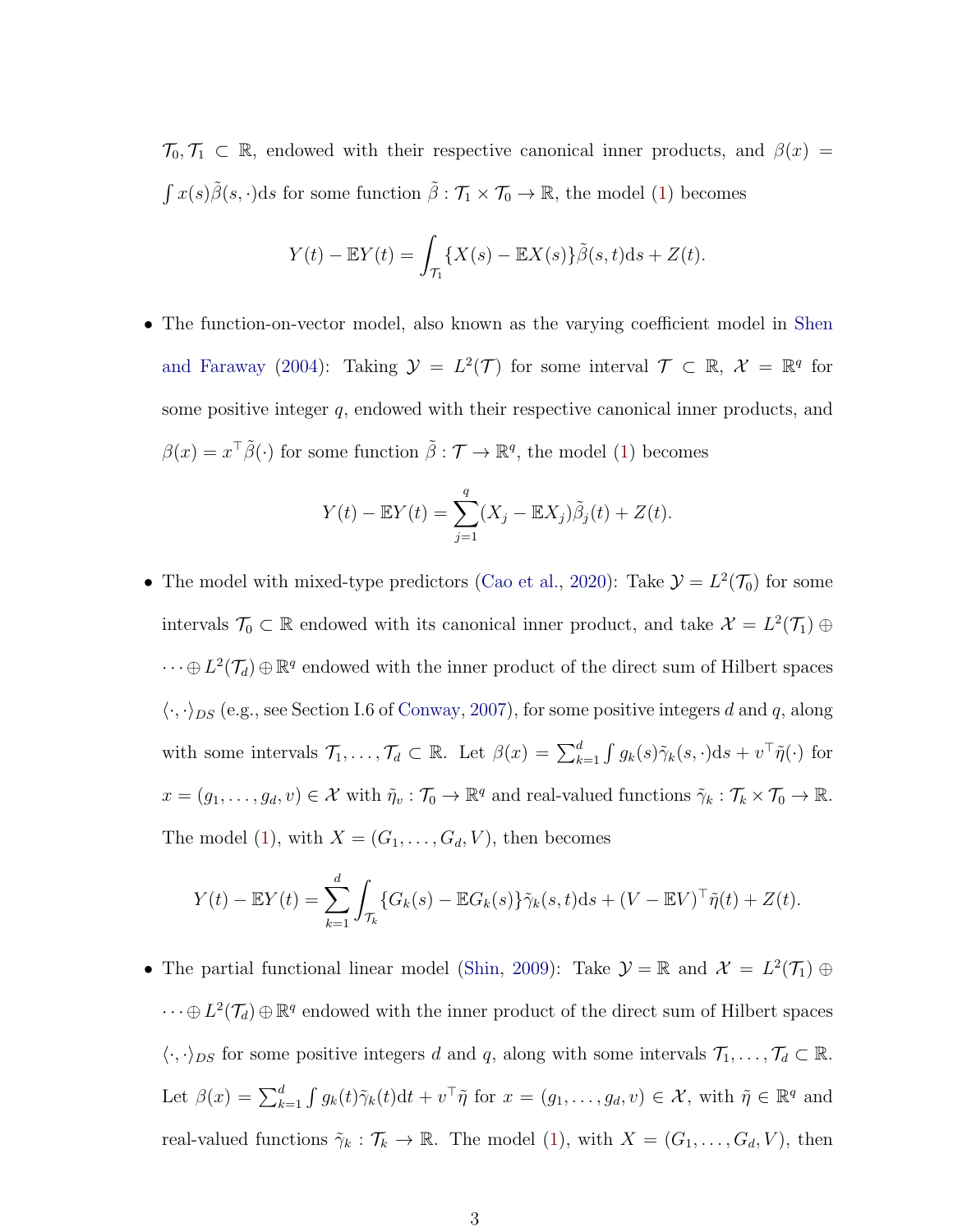$\mathcal{T}_0, \mathcal{T}_1 \subset \mathbb{R}$, endowed with their respective canonical inner products, and $\beta(x) = \int x(s)\tilde{\beta}(s,\cdot)\mathrm{d}s$ for some function $\tilde{\beta} : \mathcal{T}_1 \times \mathcal{T}_0 \to \mathbb{R}$, the model (1) becomes

$$Y(t) - \mathbb{E}Y(t) = \int_{\mathcal{T}_1} \{X(s) - \mathbb{E}X(s)\}\tilde{\beta}(s,t)\mathrm{d}s + Z(t).$$

- The function-on-vector model, also known as the varying coefficient model in Shen and Faraway (2004): Taking $\mathcal{Y} = L^2(\mathcal{T})$ for some interval $\mathcal{T} \subset \mathbb{R}$, $\mathcal{X} = \mathbb{R}^q$ for some positive integer $q$, endowed with their respective canonical inner products, and $\beta(x) = x^\top \tilde{\beta}(\cdot)$ for some function $\tilde{\beta} : \mathcal{T} \to \mathbb{R}^q$, the model (1) becomes

$$Y(t) - \mathbb{E}Y(t) = \sum_{j=1}^{q} (X_j - \mathbb{E}X_j)\tilde{\beta}_j(t) + Z(t).$$

- The model with mixed-type predictors (Cao et al., 2020): Take $\mathcal{Y} = L^2(\mathcal{T}_0)$ for some intervals $\mathcal{T}_0 \subset \mathbb{R}$ endowed with its canonical inner product, and take $\mathcal{X} = L^2(\mathcal{T}_1) \oplus \cdots \oplus L^2(\mathcal{T}_d) \oplus \mathbb{R}^q$ endowed with the inner product of the direct sum of Hilbert spaces $\langle \cdot, \cdot \rangle_{DS}$ (e.g., see Section I.6 of Conway, 2007), for some positive integers $d$ and $q$, along with some intervals $\mathcal{T}_1, \ldots, \mathcal{T}_d \subset \mathbb{R}$. Let $\beta(x) = \sum_{k=1}^{d} \int g_k(s)\tilde{\gamma}_k(s,\cdot)\mathrm{d}s + v^\top \tilde{\eta}(\cdot)$ for $x = (g_1, \ldots, g_d, v) \in \mathcal{X}$ with $\tilde{\eta}_v : \mathcal{T}_0 \to \mathbb{R}^q$ and real-valued functions $\tilde{\gamma}_k : \mathcal{T}_k \times \mathcal{T}_0 \to \mathbb{R}$. The model (1), with $X = (G_1, \ldots, G_d, V)$, then becomes

$$Y(t) - \mathbb{E}Y(t) = \sum_{k=1}^{d} \int_{\mathcal{T}_k} \{G_k(s) - \mathbb{E}G_k(s)\}\tilde{\gamma}_k(s,t)\mathrm{d}s + (V - \mathbb{E}V)^\top \tilde{\eta}(t) + Z(t).$$

- The partial functional linear model (Shin, 2009): Take $\mathcal{Y} = \mathbb{R}$ and $\mathcal{X} = L^2(\mathcal{T}_1) \oplus \cdots \oplus L^2(\mathcal{T}_d) \oplus \mathbb{R}^q$ endowed with the inner product of the direct sum of Hilbert spaces $\langle \cdot, \cdot \rangle_{DS}$ for some positive integers $d$ and $q$, along with some intervals $\mathcal{T}_1, \ldots, \mathcal{T}_d \subset \mathbb{R}$. Let $\beta(x) = \sum_{k=1}^{d} \int g_k(t)\tilde{\gamma}_k(t)\mathrm{d}t + v^\top \tilde{\eta}$ for $x = (g_1, \ldots, g_d, v) \in \mathcal{X}$, with $\tilde{\eta} \in \mathbb{R}^q$ and real-valued functions $\tilde{\gamma}_k : \mathcal{T}_k \to \mathbb{R}$. The model (1), with $X = (G_1, \ldots, G_d, V)$, then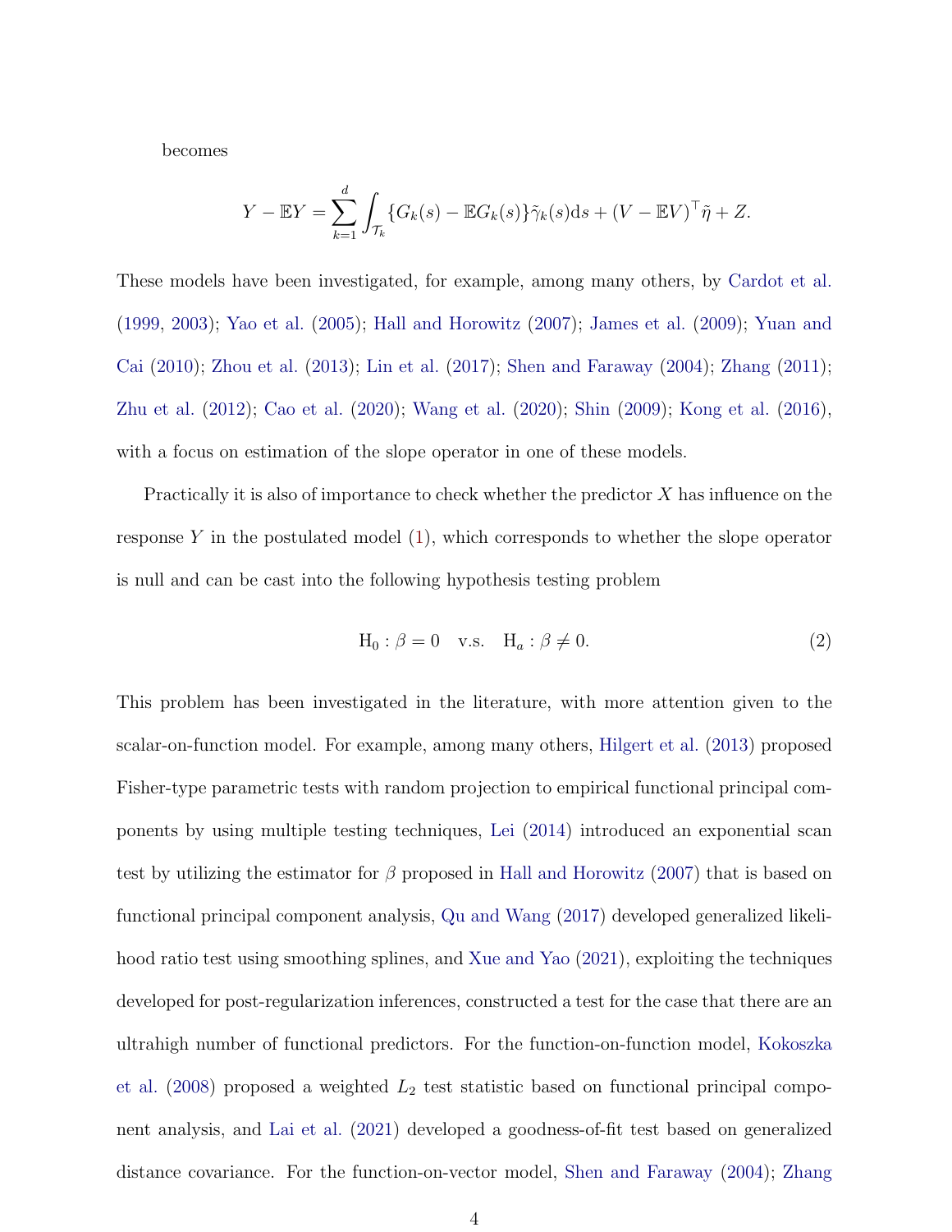becomes

$$Y - \mathbb{E}Y = \sum_{k=1}^{d} \int_{\mathcal{T}_k} \{G_k(s) - \mathbb{E}G_k(s)\}\tilde{\gamma}_k(s)\mathrm{d}s + (V - \mathbb{E}V)^\top \tilde{\eta} + Z.$$

These models have been investigated, for example, among many others, by Cardot et al. (1999, 2003); Yao et al. (2005); Hall and Horowitz (2007); James et al. (2009); Yuan and Cai (2010); Zhou et al. (2013); Lin et al. (2017); Shen and Faraway (2004); Zhang (2011); Zhu et al. (2012); Cao et al. (2020); Wang et al. (2020); Shin (2009); Kong et al. (2016), with a focus on estimation of the slope operator in one of these models.

Practically it is also of importance to check whether the predictor $X$ has influence on the response $Y$ in the postulated model (1), which corresponds to whether the slope operator is null and can be cast into the following hypothesis testing problem

$$\mathrm{H}_0 : \beta = 0 \quad \text{v.s.} \quad \mathrm{H}_a : \beta \neq 0. \tag{2}$$

This problem has been investigated in the literature, with more attention given to the scalar-on-function model. For example, among many others, Hilgert et al. (2013) proposed Fisher-type parametric tests with random projection to empirical functional principal components by using multiple testing techniques, Lei (2014) introduced an exponential scan test by utilizing the estimator for $\beta$ proposed in Hall and Horowitz (2007) that is based on functional principal component analysis, Qu and Wang (2017) developed generalized likelihood ratio test using smoothing splines, and Xue and Yao (2021), exploiting the techniques developed for post-regularization inferences, constructed a test for the case that there are an ultrahigh number of functional predictors. For the function-on-function model, Kokoszka et al. (2008) proposed a weighted $L_2$ test statistic based on functional principal component analysis, and Lai et al. (2021) developed a goodness-of-fit test based on generalized distance covariance. For the function-on-vector model, Shen and Faraway (2004); Zhang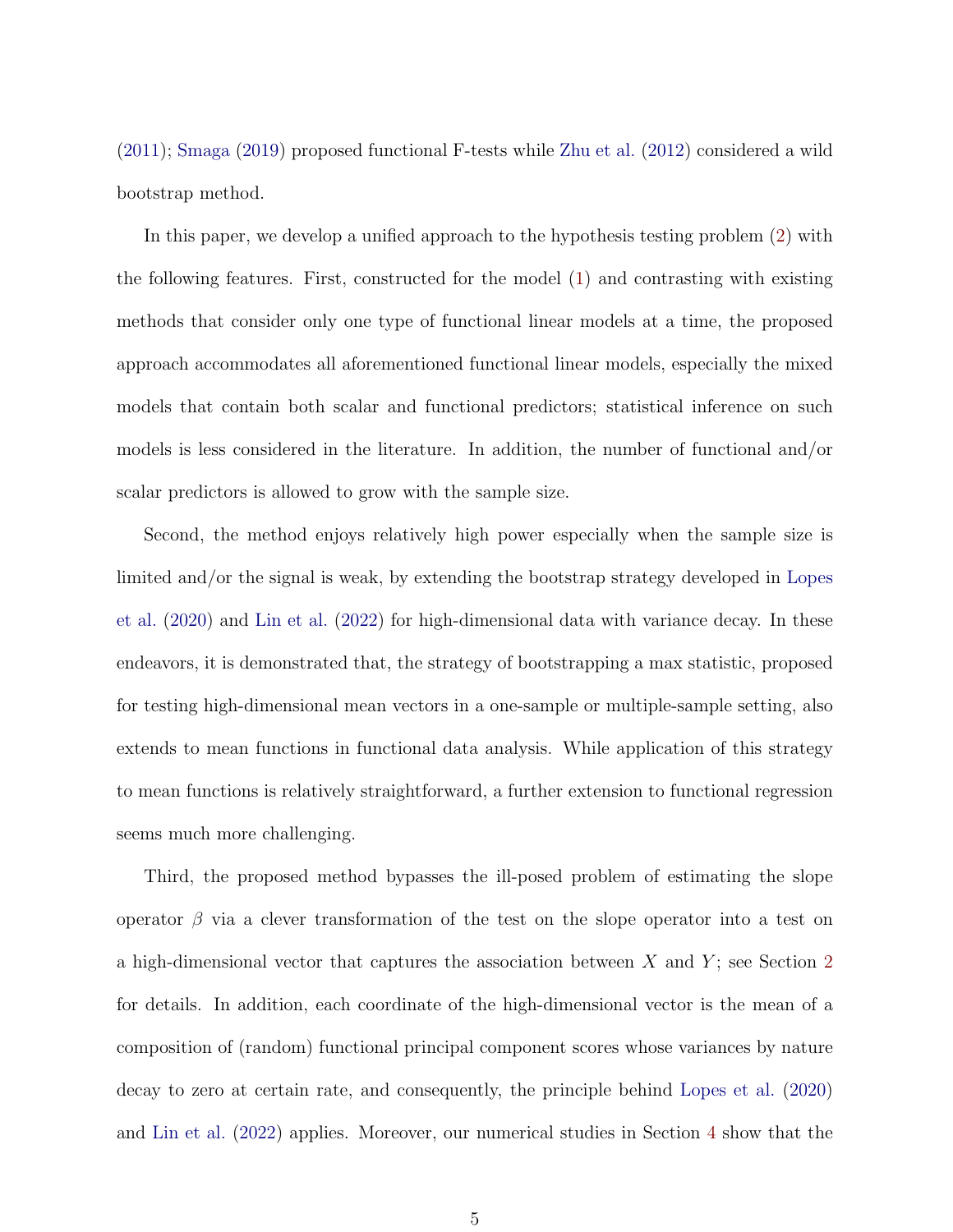(2011); Smaga (2019) proposed functional F-tests while Zhu et al. (2012) considered a wild bootstrap method.

In this paper, we develop a unified approach to the hypothesis testing problem (2) with the following features. First, constructed for the model (1) and contrasting with existing methods that consider only one type of functional linear models at a time, the proposed approach accommodates all aforementioned functional linear models, especially the mixed models that contain both scalar and functional predictors; statistical inference on such models is less considered in the literature. In addition, the number of functional and/or scalar predictors is allowed to grow with the sample size.

Second, the method enjoys relatively high power especially when the sample size is limited and/or the signal is weak, by extending the bootstrap strategy developed in Lopes et al. (2020) and Lin et al. (2022) for high-dimensional data with variance decay. In these endeavors, it is demonstrated that, the strategy of bootstrapping a max statistic, proposed for testing high-dimensional mean vectors in a one-sample or multiple-sample setting, also extends to mean functions in functional data analysis. While application of this strategy to mean functions is relatively straightforward, a further extension to functional regression seems much more challenging.

Third, the proposed method bypasses the ill-posed problem of estimating the slope operator $\beta$ via a clever transformation of the test on the slope operator into a test on a high-dimensional vector that captures the association between $X$ and $Y$; see Section 2 for details. In addition, each coordinate of the high-dimensional vector is the mean of a composition of (random) functional principal component scores whose variances by nature decay to zero at certain rate, and consequently, the principle behind Lopes et al. (2020) and Lin et al. (2022) applies. Moreover, our numerical studies in Section 4 show that the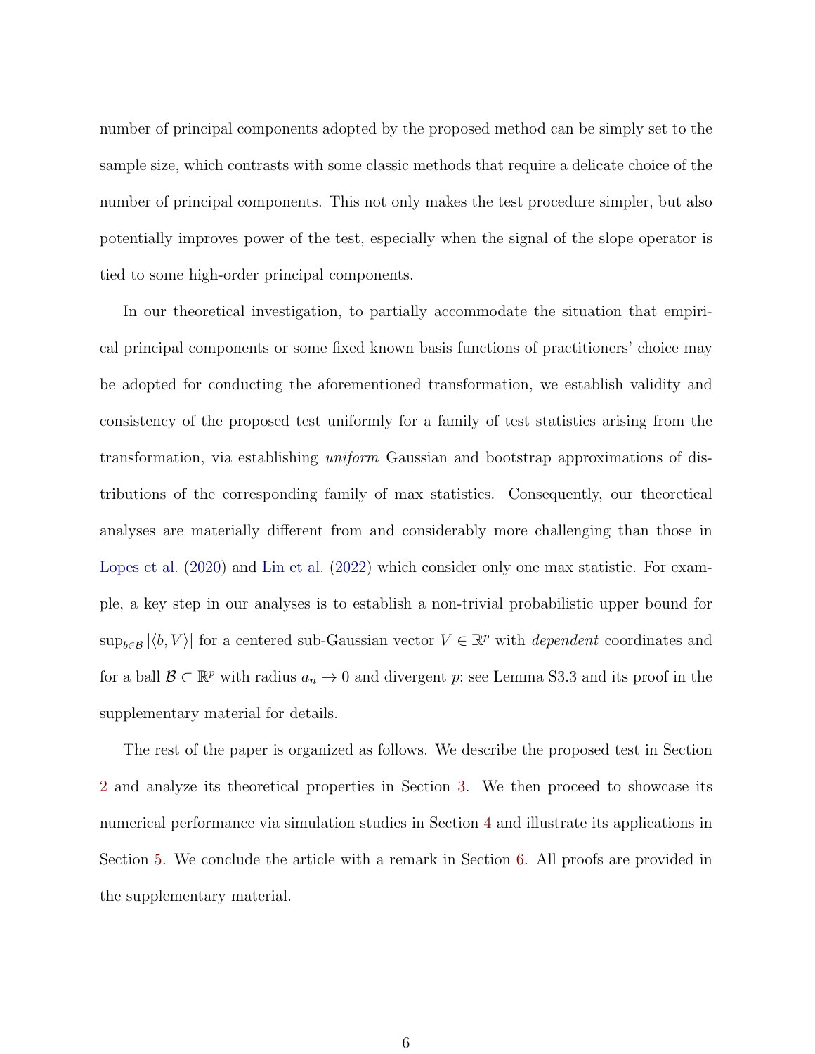number of principal components adopted by the proposed method can be simply set to the sample size, which contrasts with some classic methods that require a delicate choice of the number of principal components. This not only makes the test procedure simpler, but also potentially improves power of the test, especially when the signal of the slope operator is tied to some high-order principal components.

In our theoretical investigation, to partially accommodate the situation that empirical principal components or some fixed known basis functions of practitioners' choice may be adopted for conducting the aforementioned transformation, we establish validity and consistency of the proposed test uniformly for a family of test statistics arising from the transformation, via establishing *uniform* Gaussian and bootstrap approximations of distributions of the corresponding family of max statistics. Consequently, our theoretical analyses are materially different from and considerably more challenging than those in Lopes et al. (2020) and Lin et al. (2022) which consider only one max statistic. For example, a key step in our analyses is to establish a non-trivial probabilistic upper bound for $\sup_{b\in\mathcal{B}} |\langle b, V\rangle|$ for a centered sub-Gaussian vector $V \in \mathbb{R}^p$ with *dependent* coordinates and for a ball $\mathcal{B} \subset \mathbb{R}^p$ with radius $a_n \to 0$ and divergent $p$; see Lemma S3.3 and its proof in the supplementary material for details.

The rest of the paper is organized as follows. We describe the proposed test in Section 2 and analyze its theoretical properties in Section 3. We then proceed to showcase its numerical performance via simulation studies in Section 4 and illustrate its applications in Section 5. We conclude the article with a remark in Section 6. All proofs are provided in the supplementary material.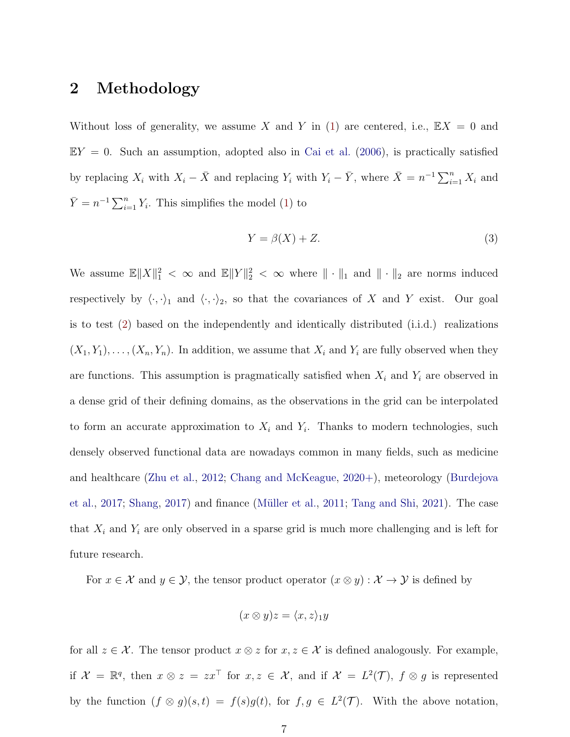## 2 Methodology

Without loss of generality, we assume $X$ and $Y$ in (1) are centered, i.e., $\mathbb{E}X = 0$ and $\mathbb{E}Y = 0$. Such an assumption, adopted also in Cai et al. (2006), is practically satisfied by replacing $X_i$ with $X_i - \bar{X}$ and replacing $Y_i$ with $Y_i - \bar{Y}$, where $\bar{X} = n^{-1}\sum_{i=1}^{n} X_i$ and $\bar{Y} = n^{-1}\sum_{i=1}^{n} Y_i$. This simplifies the model (1) to

$$Y = \beta(X) + Z. \tag{3}$$

We assume $\mathbb{E}\|X\|_1^2 < \infty$ and $\mathbb{E}\|Y\|_2^2 < \infty$ where $\|\cdot\|_1$ and $\|\cdot\|_2$ are norms induced respectively by $\langle\cdot,\cdot\rangle_1$ and $\langle\cdot,\cdot\rangle_2$, so that the covariances of $X$ and $Y$ exist. Our goal is to test (2) based on the independently and identically distributed (i.i.d.) realizations $(X_1, Y_1), \ldots, (X_n, Y_n)$. In addition, we assume that $X_i$ and $Y_i$ are fully observed when they are functions. This assumption is pragmatically satisfied when $X_i$ and $Y_i$ are observed in a dense grid of their defining domains, as the observations in the grid can be interpolated to form an accurate approximation to $X_i$ and $Y_i$. Thanks to modern technologies, such densely observed functional data are nowadays common in many fields, such as medicine and healthcare (Zhu et al., 2012; Chang and McKeague, 2020+), meteorology (Burdejova et al., 2017; Shang, 2017) and finance (Müller et al., 2011; Tang and Shi, 2021). The case that $X_i$ and $Y_i$ are only observed in a sparse grid is much more challenging and is left for future research.

For $x \in \mathcal{X}$ and $y \in \mathcal{Y}$, the tensor product operator $(x \otimes y) : \mathcal{X} \to \mathcal{Y}$ is defined by

$$(x \otimes y)z = \langle x, z\rangle_1 y$$

for all $z \in \mathcal{X}$. The tensor product $x \otimes z$ for $x, z \in \mathcal{X}$ is defined analogously. For example, if $\mathcal{X} = \mathbb{R}^q$, then $x \otimes z = zx^\top$ for $x, z \in \mathcal{X}$, and if $\mathcal{X} = L^2(\mathcal{T})$, $f \otimes g$ is represented by the function $(f \otimes g)(s,t) = f(s)g(t)$, for $f, g \in L^2(\mathcal{T})$. With the above notation,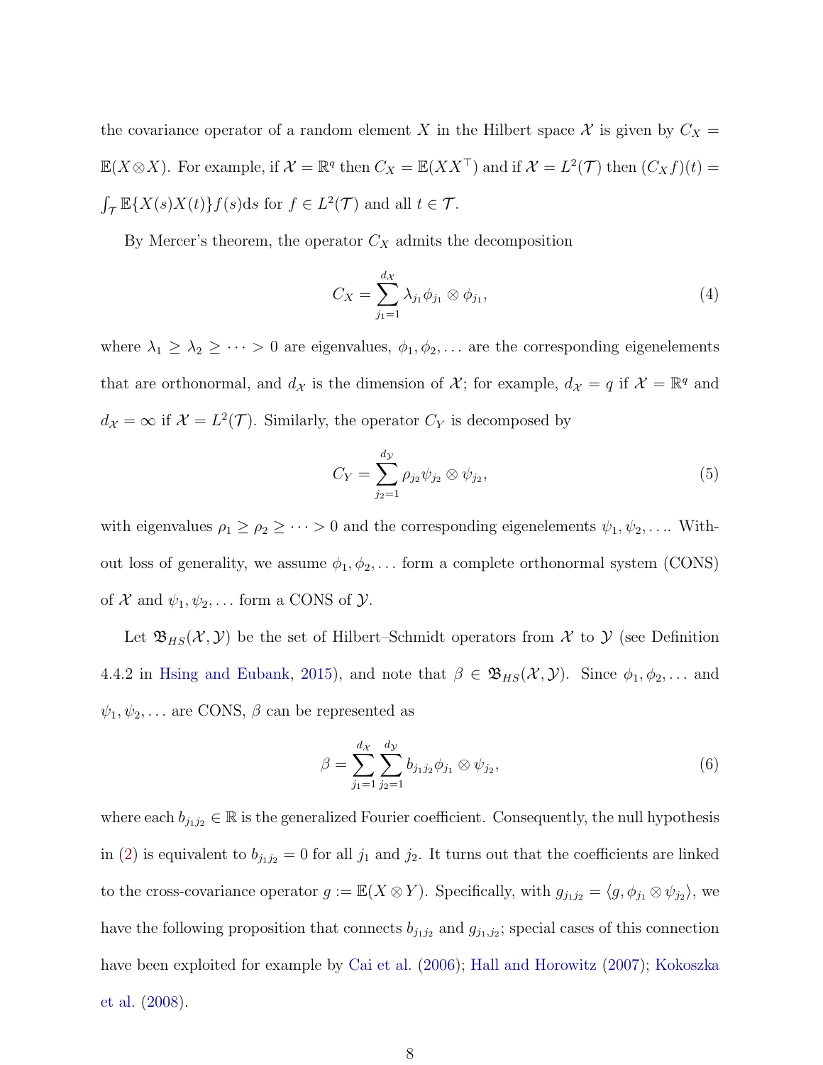the covariance operator of a random element $X$ in the Hilbert space $\mathcal{X}$ is given by $C_X = \mathbb{E}(X \otimes X)$. For example, if $\mathcal{X} = \mathbb{R}^q$ then $C_X = \mathbb{E}(XX^\top)$ and if $\mathcal{X} = L^2(\mathcal{T})$ then $(C_X f)(t) = \int_{\mathcal{T}} \mathbb{E}\{X(s)X(t)\}f(s)\mathrm{d}s$ for $f \in L^2(\mathcal{T})$ and all $t \in \mathcal{T}$.

By Mercer's theorem, the operator $C_X$ admits the decomposition

$$C_X = \sum_{j_1=1}^{d_{\mathcal{X}}} \lambda_{j_1} \phi_{j_1} \otimes \phi_{j_1}, \tag{4}$$

where $\lambda_1 \geq \lambda_2 \geq \cdots > 0$ are eigenvalues, $\phi_1, \phi_2, \ldots$ are the corresponding eigenelements that are orthonormal, and $d_{\mathcal{X}}$ is the dimension of $\mathcal{X}$; for example, $d_{\mathcal{X}} = q$ if $\mathcal{X} = \mathbb{R}^q$ and $d_{\mathcal{X}} = \infty$ if $\mathcal{X} = L^2(\mathcal{T})$. Similarly, the operator $C_Y$ is decomposed by

$$C_Y = \sum_{j_2=1}^{d_{\mathcal{Y}}} \rho_{j_2} \psi_{j_2} \otimes \psi_{j_2}, \tag{5}$$

with eigenvalues $\rho_1 \geq \rho_2 \geq \cdots > 0$ and the corresponding eigenelements $\psi_1, \psi_2, \ldots$. Without loss of generality, we assume $\phi_1, \phi_2, \ldots$ form a complete orthonormal system (CONS) of $\mathcal{X}$ and $\psi_1, \psi_2, \ldots$ form a CONS of $\mathcal{Y}$.

Let $\mathfrak{B}_{HS}(\mathcal{X}, \mathcal{Y})$ be the set of Hilbert–Schmidt operators from $\mathcal{X}$ to $\mathcal{Y}$ (see Definition 4.4.2 in Hsing and Eubank, 2015), and note that $\beta \in \mathfrak{B}_{HS}(\mathcal{X}, \mathcal{Y})$. Since $\phi_1, \phi_2, \ldots$ and $\psi_1, \psi_2, \ldots$ are CONS, $\beta$ can be represented as

$$\beta = \sum_{j_1=1}^{d_{\mathcal{X}}} \sum_{j_2=1}^{d_{\mathcal{Y}}} b_{j_1 j_2} \phi_{j_1} \otimes \psi_{j_2}, \tag{6}$$

where each $b_{j_1 j_2} \in \mathbb{R}$ is the generalized Fourier coefficient. Consequently, the null hypothesis in (2) is equivalent to $b_{j_1 j_2} = 0$ for all $j_1$ and $j_2$. It turns out that the coefficients are linked to the cross-covariance operator $g := \mathbb{E}(X \otimes Y)$. Specifically, with $g_{j_1 j_2} = \langle g, \phi_{j_1} \otimes \psi_{j_2} \rangle$, we have the following proposition that connects $b_{j_1 j_2}$ and $g_{j_1, j_2}$; special cases of this connection have been exploited for example by Cai et al. (2006); Hall and Horowitz (2007); Kokoszka et al. (2008).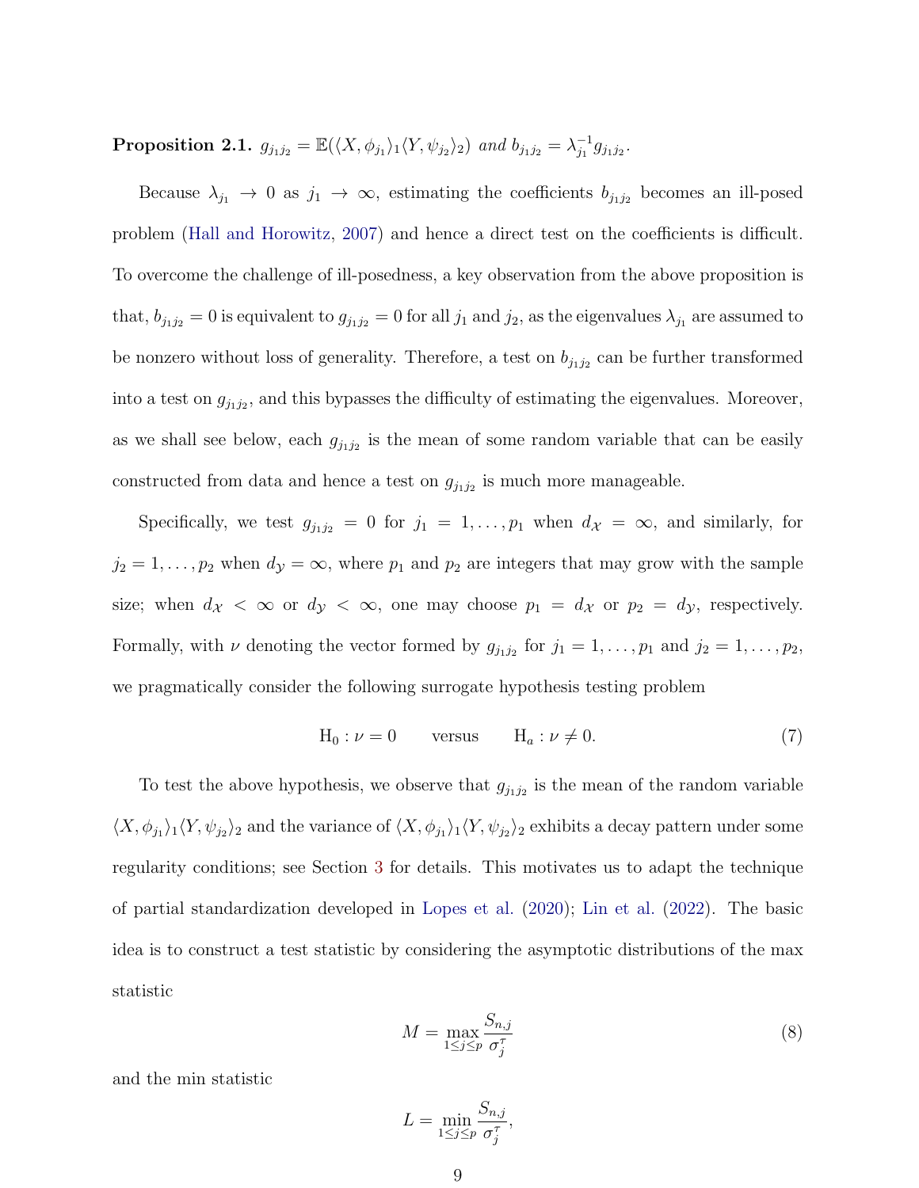**Proposition 2.1.** *$g_{j_1 j_2} = \mathbb{E}(\langle X, \phi_{j_1}\rangle_1 \langle Y, \psi_{j_2}\rangle_2)$ and $b_{j_1 j_2} = \lambda_{j_1}^{-1} g_{j_1 j_2}$.*

Because $\lambda_{j_1} \to 0$ as $j_1 \to \infty$, estimating the coefficients $b_{j_1 j_2}$ becomes an ill-posed problem (Hall and Horowitz, 2007) and hence a direct test on the coefficients is difficult. To overcome the challenge of ill-posedness, a key observation from the above proposition is that, $b_{j_1 j_2} = 0$ is equivalent to $g_{j_1 j_2} = 0$ for all $j_1$ and $j_2$, as the eigenvalues $\lambda_{j_1}$ are assumed to be nonzero without loss of generality. Therefore, a test on $b_{j_1 j_2}$ can be further transformed into a test on $g_{j_1 j_2}$, and this bypasses the difficulty of estimating the eigenvalues. Moreover, as we shall see below, each $g_{j_1 j_2}$ is the mean of some random variable that can be easily constructed from data and hence a test on $g_{j_1 j_2}$ is much more manageable.

Specifically, we test $g_{j_1 j_2} = 0$ for $j_1 = 1, \ldots, p_1$ when $d_{\mathcal{X}} = \infty$, and similarly, for $j_2 = 1, \ldots, p_2$ when $d_{\mathcal{Y}} = \infty$, where $p_1$ and $p_2$ are integers that may grow with the sample size; when $d_{\mathcal{X}} < \infty$ or $d_{\mathcal{Y}} < \infty$, one may choose $p_1 = d_{\mathcal{X}}$ or $p_2 = d_{\mathcal{Y}}$, respectively. Formally, with $\nu$ denoting the vector formed by $g_{j_1 j_2}$ for $j_1 = 1, \ldots, p_1$ and $j_2 = 1, \ldots, p_2$, we pragmatically consider the following surrogate hypothesis testing problem

$$\mathrm{H}_0 : \nu = 0 \qquad \text{versus} \qquad \mathrm{H}_a : \nu \neq 0. \tag{7}$$

To test the above hypothesis, we observe that $g_{j_1 j_2}$ is the mean of the random variable $\langle X, \phi_{j_1}\rangle_1 \langle Y, \psi_{j_2}\rangle_2$ and the variance of $\langle X, \phi_{j_1}\rangle_1 \langle Y, \psi_{j_2}\rangle_2$ exhibits a decay pattern under some regularity conditions; see Section 3 for details. This motivates us to adapt the technique of partial standardization developed in Lopes et al. (2020); Lin et al. (2022). The basic idea is to construct a test statistic by considering the asymptotic distributions of the max statistic

$$M = \max_{1 \le j \le p} \frac{S_{n,j}}{\sigma_j^\tau} \tag{8}$$

and the min statistic

$$L = \min_{1 \le j \le p} \frac{S_{n,j}}{\sigma_j^\tau},$$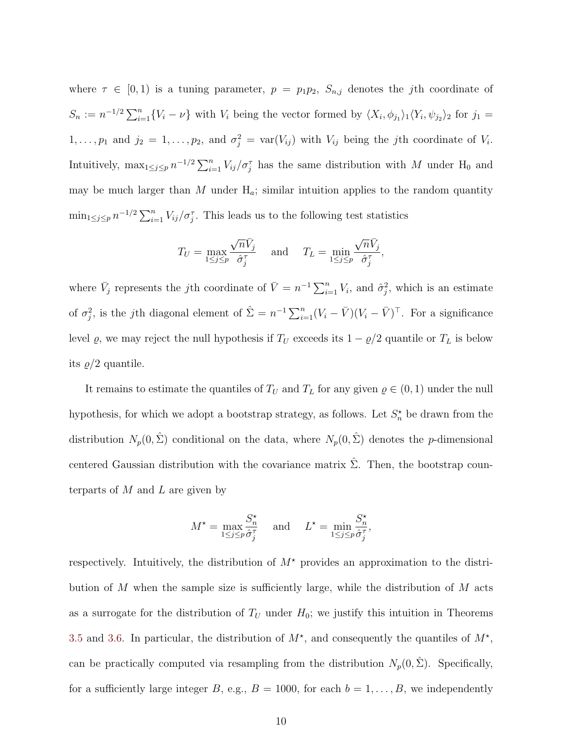where $\tau \in [0, 1)$ is a tuning parameter, $p = p_1 p_2$, $S_{n,j}$ denotes the $j$th coordinate of $S_n := n^{-1/2} \sum_{i=1}^n \{V_i - \nu\}$ with $V_i$ being the vector formed by $\langle X_i, \phi_{j_1} \rangle_1 \langle Y_i, \psi_{j_2} \rangle_2$ for $j_1 = 1, \ldots, p_1$ and $j_2 = 1, \ldots, p_2$, and $\sigma_j^2 = \mathrm{var}(V_{ij})$ with $V_{ij}$ being the $j$th coordinate of $V_i$. Intuitively, $\max_{1 \le j \le p} n^{-1/2} \sum_{i=1}^n V_{ij} / \sigma_j^\tau$ has the same distribution with $M$ under $\mathrm{H}_0$ and may be much larger than $M$ under $\mathrm{H}_a$; similar intuition applies to the random quantity $\min_{1 \le j \le p} n^{-1/2} \sum_{i=1}^n V_{ij} / \sigma_j^\tau$. This leads us to the following test statistics

$$T_U = \max_{1 \le j \le p} \frac{\sqrt{n} \bar{V}_j}{\hat{\sigma}_j^\tau} \quad \text{and} \quad T_L = \min_{1 \le j \le p} \frac{\sqrt{n} \bar{V}_j}{\hat{\sigma}_j^\tau},$$

where $\bar{V}_j$ represents the $j$th coordinate of $\bar{V} = n^{-1} \sum_{i=1}^n V_i$, and $\hat{\sigma}_j^2$, which is an estimate of $\sigma_j^2$, is the $j$th diagonal element of $\hat{\Sigma} = n^{-1} \sum_{i=1}^n (V_i - \bar{V})(V_i - \bar{V})^\top$. For a significance level $\varrho$, we may reject the null hypothesis if $T_U$ exceeds its $1 - \varrho/2$ quantile or $T_L$ is below its $\varrho/2$ quantile.

It remains to estimate the quantiles of $T_U$ and $T_L$ for any given $\varrho \in (0, 1)$ under the null hypothesis, for which we adopt a bootstrap strategy, as follows. Let $S_n^\star$ be drawn from the distribution $N_p(0, \hat{\Sigma})$ conditional on the data, where $N_p(0, \hat{\Sigma})$ denotes the $p$-dimensional centered Gaussian distribution with the covariance matrix $\hat{\Sigma}$. Then, the bootstrap counterparts of $M$ and $L$ are given by

$$M^\star = \max_{1 \le j \le p} \frac{S_n^\star}{\hat{\sigma}_j^\tau} \quad \text{and} \quad L^\star = \min_{1 \le j \le p} \frac{S_n^\star}{\hat{\sigma}_j^\tau},$$

respectively. Intuitively, the distribution of $M^\star$ provides an approximation to the distribution of $M$ when the sample size is sufficiently large, while the distribution of $M$ acts as a surrogate for the distribution of $T_U$ under $H_0$; we justify this intuition in Theorems 3.5 and 3.6. In particular, the distribution of $M^\star$, and consequently the quantiles of $M^\star$, can be practically computed via resampling from the distribution $N_p(0, \hat{\Sigma})$. Specifically, for a sufficiently large integer $B$, e.g., $B = 1000$, for each $b = 1, \ldots, B$, we independently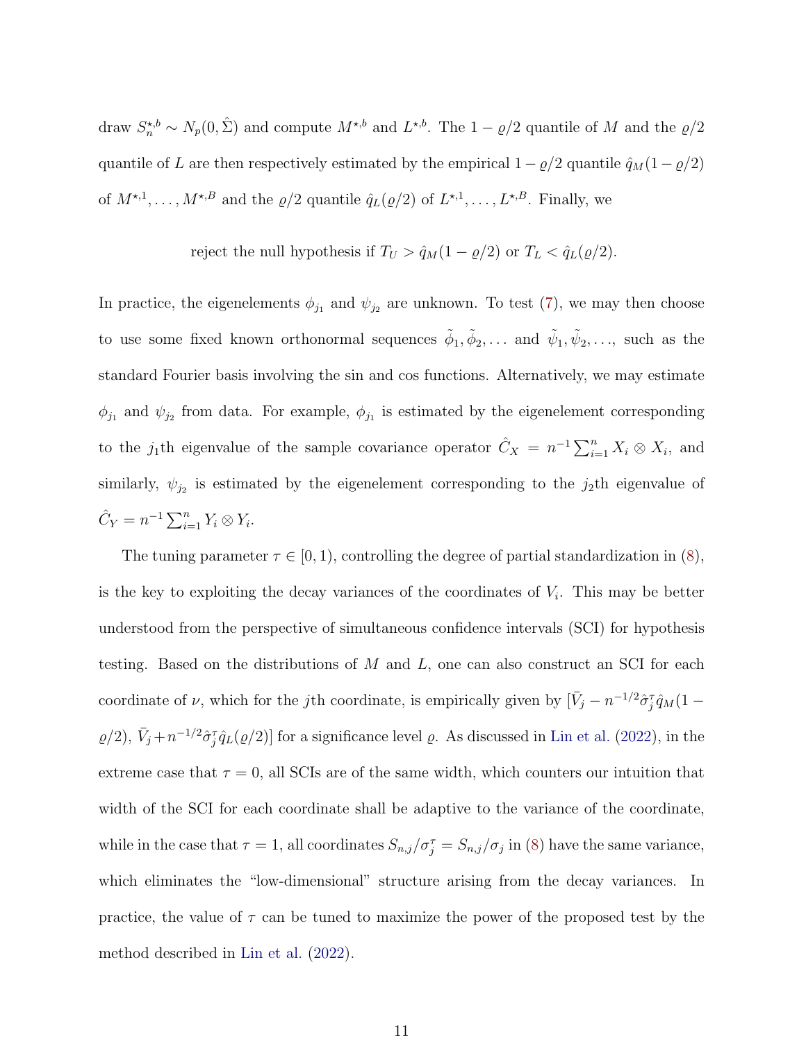draw $S_n^{\star,b} \sim N_p(0, \hat{\Sigma})$ and compute $M^{\star,b}$ and $L^{\star,b}$. The $1-\varrho/2$ quantile of $M$ and the $\varrho/2$ quantile of $L$ are then respectively estimated by the empirical $1-\varrho/2$ quantile $\hat{q}_M(1-\varrho/2)$ of $M^{\star,1}, \ldots, M^{\star,B}$ and the $\varrho/2$ quantile $\hat{q}_L(\varrho/2)$ of $L^{\star,1}, \ldots, L^{\star,B}$. Finally, we

$$\text{reject the null hypothesis if } T_U > \hat{q}_M(1-\varrho/2) \text{ or } T_L < \hat{q}_L(\varrho/2).$$

In practice, the eigenelements $\phi_{j_1}$ and $\psi_{j_2}$ are unknown. To test (7), we may then choose to use some fixed known orthonormal sequences $\tilde{\phi}_1, \tilde{\phi}_2, \ldots$ and $\tilde{\psi}_1, \tilde{\psi}_2, \ldots$, such as the standard Fourier basis involving the sin and cos functions. Alternatively, we may estimate $\phi_{j_1}$ and $\psi_{j_2}$ from data. For example, $\phi_{j_1}$ is estimated by the eigenelement corresponding to the $j_1$th eigenvalue of the sample covariance operator $\hat{C}_X = n^{-1}\sum_{i=1}^n X_i \otimes X_i$, and similarly, $\psi_{j_2}$ is estimated by the eigenelement corresponding to the $j_2$th eigenvalue of $\hat{C}_Y = n^{-1}\sum_{i=1}^n Y_i \otimes Y_i$.

The tuning parameter $\tau \in [0, 1)$, controlling the degree of partial standardization in (8), is the key to exploiting the decay variances of the coordinates of $V_i$. This may be better understood from the perspective of simultaneous confidence intervals (SCI) for hypothesis testing. Based on the distributions of $M$ and $L$, one can also construct an SCI for each coordinate of $\nu$, which for the $j$th coordinate, is empirically given by $[\bar{V}_j - n^{-1/2}\hat{\sigma}_j^\tau \hat{q}_M(1-\varrho/2), \bar{V}_j + n^{-1/2}\hat{\sigma}_j^\tau \hat{q}_L(\varrho/2)]$ for a significance level $\varrho$. As discussed in Lin et al. (2022), in the extreme case that $\tau = 0$, all SCIs are of the same width, which counters our intuition that width of the SCI for each coordinate shall be adaptive to the variance of the coordinate, while in the case that $\tau = 1$, all coordinates $S_{n,j}/\sigma_j^\tau = S_{n,j}/\sigma_j$ in (8) have the same variance, which eliminates the "low-dimensional" structure arising from the decay variances. In practice, the value of $\tau$ can be tuned to maximize the power of the proposed test by the method described in Lin et al. (2022).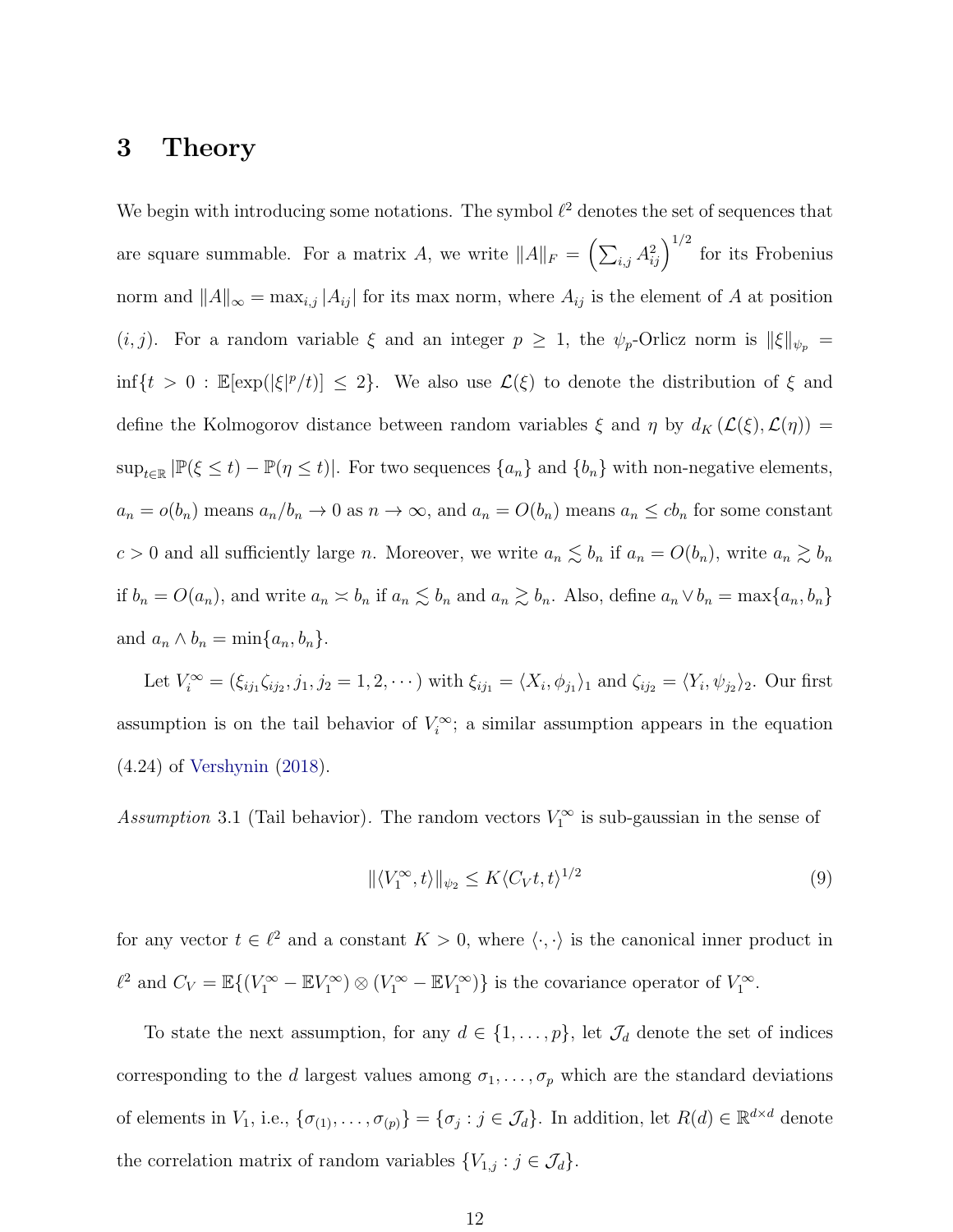# 3 Theory

We begin with introducing some notations. The symbol $\ell^2$ denotes the set of sequences that are square summable. For a matrix $A$, we write $\|A\|_F = \left(\sum_{i,j} A_{ij}^2\right)^{1/2}$ for its Frobenius norm and $\|A\|_\infty = \max_{i,j} |A_{ij}|$ for its max norm, where $A_{ij}$ is the element of $A$ at position $(i, j)$. For a random variable $\xi$ and an integer $p \geq 1$, the $\psi_p$-Orlicz norm is $\|\xi\|_{\psi_p} = \inf\{t > 0 : \mathbb{E}[\exp(|\xi|^p/t)] \leq 2\}$. We also use $\mathcal{L}(\xi)$ to denote the distribution of $\xi$ and define the Kolmogorov distance between random variables $\xi$ and $\eta$ by $d_K(\mathcal{L}(\xi), \mathcal{L}(\eta)) = \sup_{t\in\mathbb{R}} |\mathbb{P}(\xi \leq t) - \mathbb{P}(\eta \leq t)|$. For two sequences $\{a_n\}$ and $\{b_n\}$ with non-negative elements, $a_n = o(b_n)$ means $a_n/b_n \to 0$ as $n \to \infty$, and $a_n = O(b_n)$ means $a_n \leq cb_n$ for some constant $c > 0$ and all sufficiently large $n$. Moreover, we write $a_n \lesssim b_n$ if $a_n = O(b_n)$, write $a_n \gtrsim b_n$ if $b_n = O(a_n)$, and write $a_n \asymp b_n$ if $a_n \lesssim b_n$ and $a_n \gtrsim b_n$. Also, define $a_n \vee b_n = \max\{a_n, b_n\}$ and $a_n \wedge b_n = \min\{a_n, b_n\}$.

Let $V_i^\infty = (\xi_{ij_1}\zeta_{ij_2}, j_1, j_2 = 1, 2, \cdots)$ with $\xi_{ij_1} = \langle X_i, \phi_{j_1}\rangle_1$ and $\zeta_{ij_2} = \langle Y_i, \psi_{j_2}\rangle_2$. Our first assumption is on the tail behavior of $V_i^\infty$; a similar assumption appears in the equation (4.24) of Vershynin (2018).

*Assumption* 3.1 (Tail behavior). The random vectors $V_1^\infty$ is sub-gaussian in the sense of

$$\|\langle V_1^\infty, t\rangle\|_{\psi_2} \leq K\langle C_V t, t\rangle^{1/2} \tag{9}$$

for any vector $t \in \ell^2$ and a constant $K > 0$, where $\langle \cdot, \cdot \rangle$ is the canonical inner product in $\ell^2$ and $C_V = \mathbb{E}\{(V_1^\infty - \mathbb{E}V_1^\infty) \otimes (V_1^\infty - \mathbb{E}V_1^\infty)\}$ is the covariance operator of $V_1^\infty$.

To state the next assumption, for any $d \in \{1, \ldots, p\}$, let $\mathcal{J}_d$ denote the set of indices corresponding to the $d$ largest values among $\sigma_1, \ldots, \sigma_p$ which are the standard deviations of elements in $V_1$, i.e., $\{\sigma_{(1)}, \ldots, \sigma_{(p)}\} = \{\sigma_j : j \in \mathcal{J}_d\}$. In addition, let $R(d) \in \mathbb{R}^{d\times d}$ denote the correlation matrix of random variables $\{V_{1,j} : j \in \mathcal{J}_d\}$.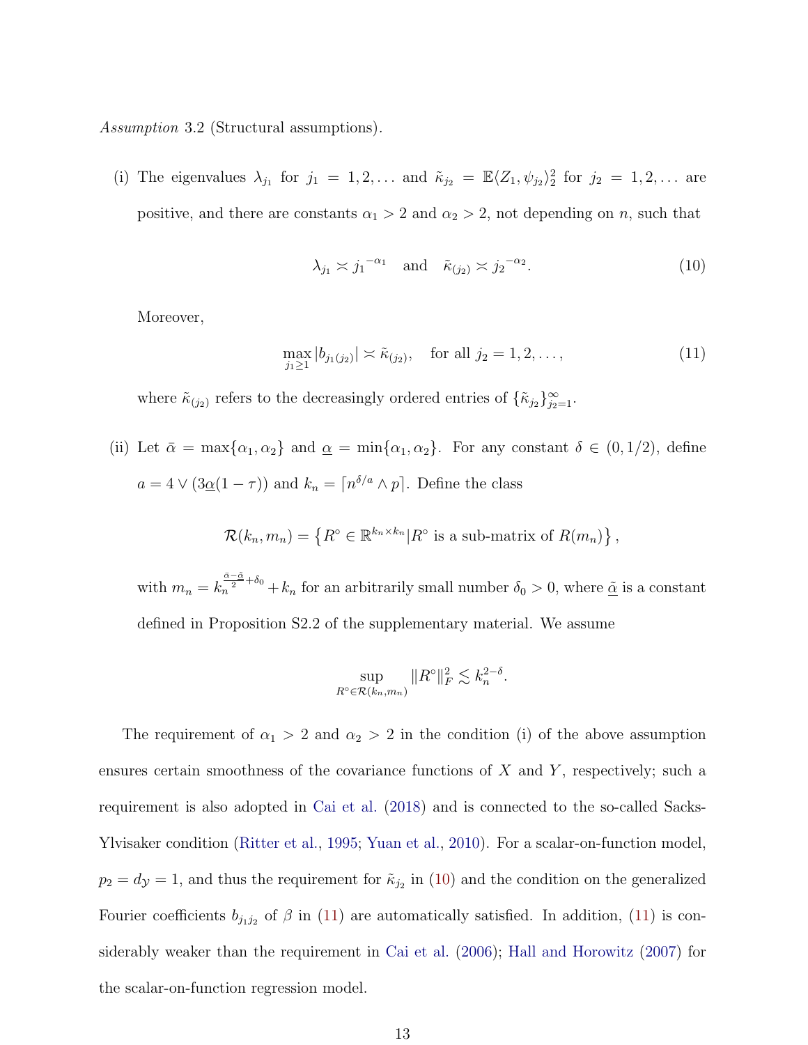*Assumption* 3.2 (Structural assumptions).

(i) The eigenvalues $\lambda_{j_1}$ for $j_1 = 1, 2, \ldots$ and $\tilde{\kappa}_{j_2} = \mathbb{E}\langle Z_1, \psi_{j_2}\rangle_2^2$ for $j_2 = 1, 2, \ldots$ are positive, and there are constants $\alpha_1 > 2$ and $\alpha_2 > 2$, not depending on $n$, such that

$$\lambda_{j_1} \asymp {j_1}^{-\alpha_1} \quad \text{and} \quad \tilde{\kappa}_{(j_2)} \asymp {j_2}^{-\alpha_2}. \tag{10}$$

Moreover,

$$\max_{j_1 \geq 1} |b_{j_1(j_2)}| \asymp \tilde{\kappa}_{(j_2)}, \quad \text{for all } j_2 = 1, 2, \ldots, \tag{11}$$

where $\tilde{\kappa}_{(j_2)}$ refers to the decreasingly ordered entries of $\{\tilde{\kappa}_{j_2}\}_{j_2=1}^{\infty}$.

(ii) Let $\bar{\alpha} = \max\{\alpha_1, \alpha_2\}$ and $\underline{\alpha} = \min\{\alpha_1, \alpha_2\}$. For any constant $\delta \in (0, 1/2)$, define $a = 4 \vee (3\underline{\alpha}(1-\tau))$ and $k_n = \lceil n^{\delta/a} \wedge p \rceil$. Define the class

$$\mathcal{R}(k_n, m_n) = \left\{ R^\circ \in \mathbb{R}^{k_n \times k_n} | R^\circ \text{ is a sub-matrix of } R(m_n) \right\},$$

with $m_n = k_n^{\frac{\bar{\alpha} - \tilde{\underline{\alpha}}}{2} + \delta_0} + k_n$ for an arbitrarily small number $\delta_0 > 0$, where $\tilde{\underline{\alpha}}$ is a constant defined in Proposition S2.2 of the supplementary material. We assume

$$\sup_{R^\circ \in \mathcal{R}(k_n, m_n)} \|R^\circ\|_F^2 \lesssim k_n^{2-\delta}.$$

The requirement of $\alpha_1 > 2$ and $\alpha_2 > 2$ in the condition (i) of the above assumption ensures certain smoothness of the covariance functions of $X$ and $Y$, respectively; such a requirement is also adopted in Cai et al. (2018) and is connected to the so-called Sacks-Ylvisaker condition (Ritter et al., 1995; Yuan et al., 2010). For a scalar-on-function model, $p_2 = d_{\mathcal{Y}} = 1$, and thus the requirement for $\tilde{\kappa}_{j_2}$ in (10) and the condition on the generalized Fourier coefficients $b_{j_1 j_2}$ of $\beta$ in (11) are automatically satisfied. In addition, (11) is considerably weaker than the requirement in Cai et al. (2006); Hall and Horowitz (2007) for the scalar-on-function regression model.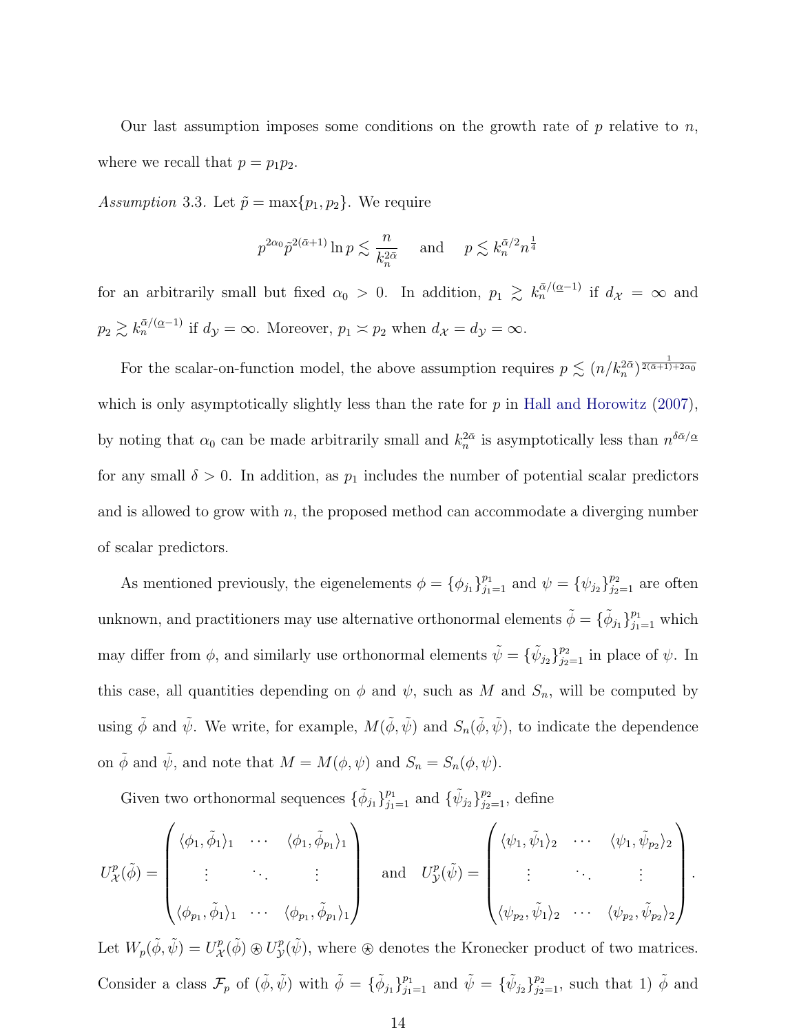Our last assumption imposes some conditions on the growth rate of $p$ relative to $n$, where we recall that $p = p_1 p_2$.

*Assumption* 3.3. Let $\tilde{p} = \max\{p_1, p_2\}$. We require

$$p^{2\alpha_0} \tilde{p}^{2(\bar{\alpha}+1)} \ln p \lesssim \frac{n}{k_n^{2\bar{\alpha}}} \quad \text{and} \quad p \lesssim k_n^{\bar{\alpha}/2} n^{\frac{1}{4}}$$

for an arbitrarily small but fixed $\alpha_0 > 0$. In addition, $p_1 \gtrsim k_n^{\bar{\alpha}/(\underline{\alpha}-1)}$ if $d_{\mathcal{X}} = \infty$ and $p_2 \gtrsim k_n^{\bar{\alpha}/(\underline{\alpha}-1)}$ if $d_{\mathcal{Y}} = \infty$. Moreover, $p_1 \asymp p_2$ when $d_{\mathcal{X}} = d_{\mathcal{Y}} = \infty$.

For the scalar-on-function model, the above assumption requires $p \lesssim (n/k_n^{2\bar{\alpha}})^{\frac{1}{2(\bar{\alpha}+1)+2\alpha_0}}$ which is only asymptotically slightly less than the rate for $p$ in Hall and Horowitz (2007), by noting that $\alpha_0$ can be made arbitrarily small and $k_n^{2\bar{\alpha}}$ is asymptotically less than $n^{\delta\bar{\alpha}/\underline{\alpha}}$ for any small $\delta > 0$. In addition, as $p_1$ includes the number of potential scalar predictors and is allowed to grow with $n$, the proposed method can accommodate a diverging number of scalar predictors.

As mentioned previously, the eigenelements $\phi = \{\phi_{j_1}\}_{j_1=1}^{p_1}$ and $\psi = \{\psi_{j_2}\}_{j_2=1}^{p_2}$ are often unknown, and practitioners may use alternative orthonormal elements $\tilde{\phi} = \{\tilde{\phi}_{j_1}\}_{j_1=1}^{p_1}$ which may differ from $\phi$, and similarly use orthonormal elements $\tilde{\psi} = \{\tilde{\psi}_{j_2}\}_{j_2=1}^{p_2}$ in place of $\psi$. In this case, all quantities depending on $\phi$ and $\psi$, such as $M$ and $S_n$, will be computed by using $\tilde{\phi}$ and $\tilde{\psi}$. We write, for example, $M(\tilde{\phi}, \tilde{\psi})$ and $S_n(\tilde{\phi}, \tilde{\psi})$, to indicate the dependence on $\tilde{\phi}$ and $\tilde{\psi}$, and note that $M = M(\phi, \psi)$ and $S_n = S_n(\phi, \psi)$.

Given two orthonormal sequences $\{\tilde{\phi}_{j_1}\}_{j_1=1}^{p_1}$ and $\{\tilde{\psi}_{j_2}\}_{j_2=1}^{p_2}$, define

$$U_{\mathcal{X}}^p(\tilde{\phi}) = \begin{pmatrix} \langle \phi_1, \tilde{\phi}_1 \rangle_1 & \cdots & \langle \phi_1, \tilde{\phi}_{p_1} \rangle_1 \\ \vdots & \ddots & \vdots \\ \langle \phi_{p_1}, \tilde{\phi}_1 \rangle_1 & \cdots & \langle \phi_{p_1}, \tilde{\phi}_{p_1} \rangle_1 \end{pmatrix} \quad \text{and} \quad U_{\mathcal{Y}}^p(\tilde{\psi}) = \begin{pmatrix} \langle \psi_1, \tilde{\psi}_1 \rangle_2 & \cdots & \langle \psi_1, \tilde{\psi}_{p_2} \rangle_2 \\ \vdots & \ddots & \vdots \\ \langle \psi_{p_2}, \tilde{\psi}_1 \rangle_2 & \cdots & \langle \psi_{p_2}, \tilde{\psi}_{p_2} \rangle_2 \end{pmatrix}.$$

Let $W_p(\tilde{\phi}, \tilde{\psi}) = U_{\mathcal{X}}^p(\tilde{\phi}) \circledast U_{\mathcal{Y}}^p(\tilde{\psi})$, where $\circledast$ denotes the Kronecker product of two matrices. Consider a class $\mathcal{F}_p$ of $(\tilde{\phi}, \tilde{\psi})$ with $\tilde{\phi} = \{\tilde{\phi}_{j_1}\}_{j_1=1}^{p_1}$ and $\tilde{\psi} = \{\tilde{\psi}_{j_2}\}_{j_2=1}^{p_2}$, such that 1) $\tilde{\phi}$ and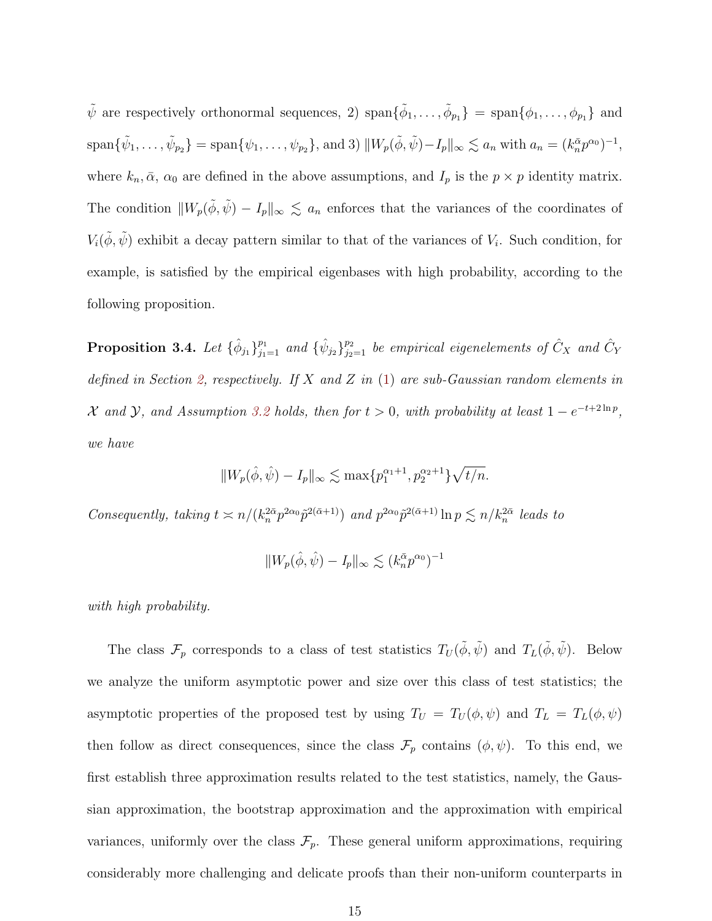$\tilde{\psi}$ are respectively orthonormal sequences, 2) $\text{span}\{\tilde{\phi}_1, \ldots, \tilde{\phi}_{p_1}\} = \text{span}\{\phi_1, \ldots, \phi_{p_1}\}$ and $\text{span}\{\tilde{\psi}_1, \ldots, \tilde{\psi}_{p_2}\} = \text{span}\{\psi_1, \ldots, \psi_{p_2}\}$, and 3) $\|W_p(\tilde{\phi}, \tilde{\psi}) - I_p\|_\infty \lesssim a_n$ with $a_n = (k_n^{\bar{\alpha}} p^{\alpha_0})^{-1}$, where $k_n, \bar{\alpha}, \alpha_0$ are defined in the above assumptions, and $I_p$ is the $p \times p$ identity matrix. The condition $\|W_p(\tilde{\phi}, \tilde{\psi}) - I_p\|_\infty \lesssim a_n$ enforces that the variances of the coordinates of $V_i(\tilde{\phi}, \tilde{\psi})$ exhibit a decay pattern similar to that of the variances of $V_i$. Such condition, for example, is satisfied by the empirical eigenbases with high probability, according to the following proposition.

**Proposition 3.4.** *Let $\{\hat{\phi}_{j_1}\}_{j_1=1}^{p_1}$ and $\{\hat{\psi}_{j_2}\}_{j_2=1}^{p_2}$ be empirical eigenelements of $\hat{C}_X$ and $\hat{C}_Y$ defined in Section 2, respectively. If $X$ and $Z$ in (1) are sub-Gaussian random elements in $\mathcal{X}$ and $\mathcal{Y}$, and Assumption 3.2 holds, then for $t > 0$, with probability at least $1 - e^{-t+2\ln p}$, we have*

$$\|W_p(\hat{\phi}, \hat{\psi}) - I_p\|_\infty \lesssim \max\{p_1^{\alpha_1+1}, p_2^{\alpha_2+1}\}\sqrt{t/n}.$$

*Consequently, taking $t \asymp n/(k_n^{2\bar{\alpha}} p^{2\alpha_0} \tilde{p}^{2(\bar{\alpha}+1)})$ and $p^{2\alpha_0} \tilde{p}^{2(\bar{\alpha}+1)} \ln p \lesssim n/k_n^{2\bar{\alpha}}$ leads to*

$$\|W_p(\hat{\phi}, \hat{\psi}) - I_p\|_\infty \lesssim (k_n^{\bar{\alpha}} p^{\alpha_0})^{-1}$$

*with high probability.*

The class $\mathcal{F}_p$ corresponds to a class of test statistics $T_U(\tilde{\phi}, \tilde{\psi})$ and $T_L(\tilde{\phi}, \tilde{\psi})$. Below we analyze the uniform asymptotic power and size over this class of test statistics; the asymptotic properties of the proposed test by using $T_U = T_U(\phi, \psi)$ and $T_L = T_L(\phi, \psi)$ then follow as direct consequences, since the class $\mathcal{F}_p$ contains $(\phi, \psi)$. To this end, we first establish three approximation results related to the test statistics, namely, the Gaussian approximation, the bootstrap approximation and the approximation with empirical variances, uniformly over the class $\mathcal{F}_p$. These general uniform approximations, requiring considerably more challenging and delicate proofs than their non-uniform counterparts in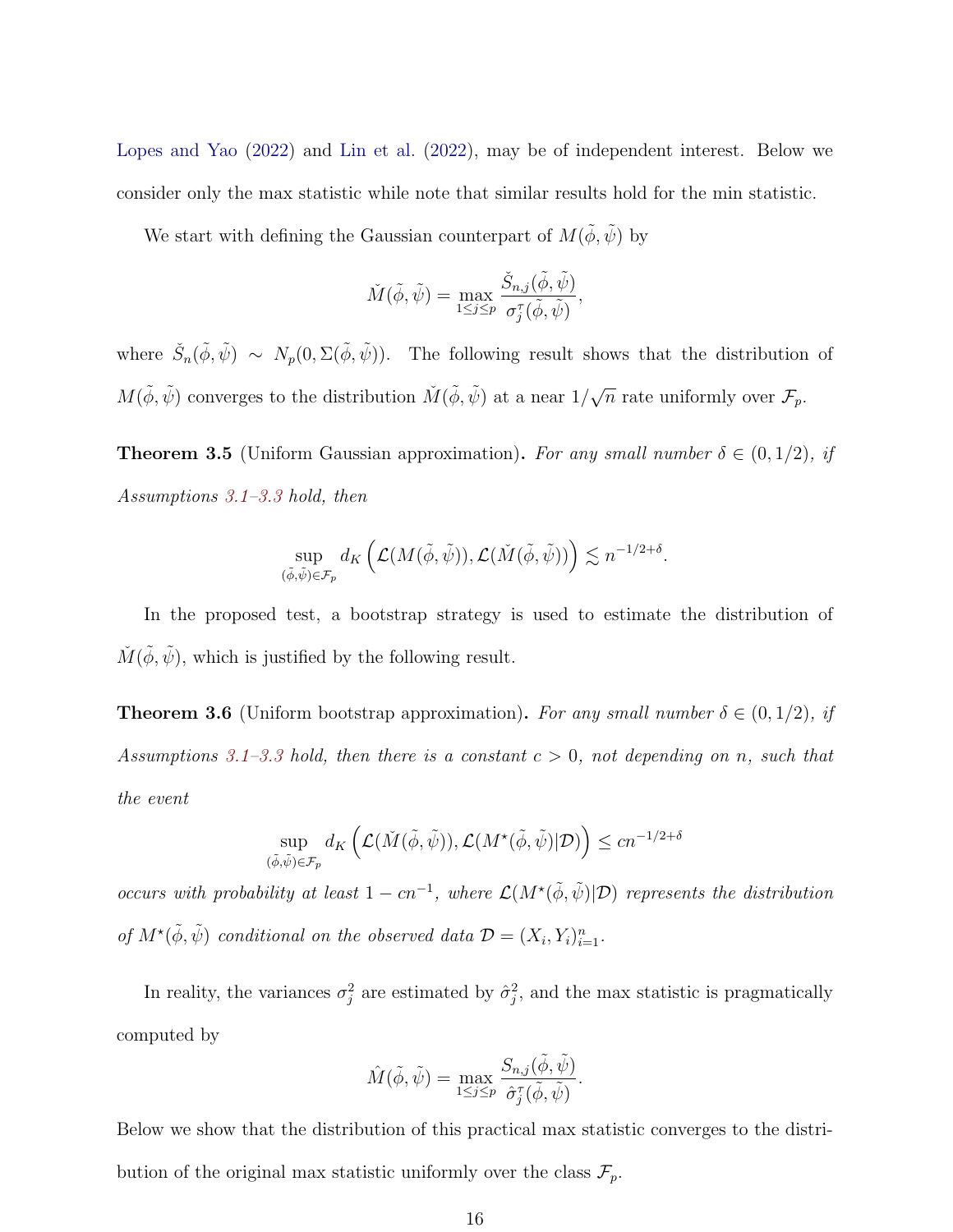Lopes and Yao (2022) and Lin et al. (2022), may be of independent interest. Below we consider only the max statistic while note that similar results hold for the min statistic.

We start with defining the Gaussian counterpart of $M(\tilde{\phi}, \tilde{\psi})$ by

$$\check{M}(\tilde{\phi}, \tilde{\psi}) = \max_{1 \le j \le p} \frac{\check{S}_{n,j}(\tilde{\phi}, \tilde{\psi})}{\sigma_j^\tau(\tilde{\phi}, \tilde{\psi})},$$

where $\check{S}_n(\tilde{\phi}, \tilde{\psi}) \sim N_p(0, \Sigma(\tilde{\phi}, \tilde{\psi}))$. The following result shows that the distribution of $M(\tilde{\phi}, \tilde{\psi})$ converges to the distribution $\check{M}(\tilde{\phi}, \tilde{\psi})$ at a near $1/\sqrt{n}$ rate uniformly over $\mathcal{F}_p$.

**Theorem 3.5** (Uniform Gaussian approximation)**.** *For any small number $\delta \in (0, 1/2)$, if Assumptions 3.1–3.3 hold, then*

$$\sup_{(\tilde{\phi}, \tilde{\psi}) \in \mathcal{F}_p} d_K\left(\mathcal{L}(M(\tilde{\phi}, \tilde{\psi})), \mathcal{L}(\check{M}(\tilde{\phi}, \tilde{\psi}))\right) \lesssim n^{-1/2+\delta}.$$

In the proposed test, a bootstrap strategy is used to estimate the distribution of $\check{M}(\tilde{\phi}, \tilde{\psi})$, which is justified by the following result.

**Theorem 3.6** (Uniform bootstrap approximation)**.** *For any small number $\delta \in (0, 1/2)$, if Assumptions 3.1–3.3 hold, then there is a constant $c > 0$, not depending on $n$, such that the event*

$$\sup_{(\tilde{\phi}, \tilde{\psi}) \in \mathcal{F}_p} d_K\left(\mathcal{L}(\check{M}(\tilde{\phi}, \tilde{\psi})), \mathcal{L}(M^\star(\tilde{\phi}, \tilde{\psi}) | \mathcal{D})\right) \le cn^{-1/2+\delta}$$

*occurs with probability at least $1 - cn^{-1}$, where $\mathcal{L}(M^\star(\tilde{\phi}, \tilde{\psi})|\mathcal{D})$ represents the distribution of $M^\star(\tilde{\phi}, \tilde{\psi})$ conditional on the observed data $\mathcal{D} = (X_i, Y_i)_{i=1}^n$.*

In reality, the variances $\sigma_j^2$ are estimated by $\hat{\sigma}_j^2$, and the max statistic is pragmatically computed by

$$\hat{M}(\tilde{\phi}, \tilde{\psi}) = \max_{1 \le j \le p} \frac{S_{n,j}(\tilde{\phi}, \tilde{\psi})}{\hat{\sigma}_j^\tau(\tilde{\phi}, \tilde{\psi})}.$$

Below we show that the distribution of this practical max statistic converges to the distribution of the original max statistic uniformly over the class $\mathcal{F}_p$.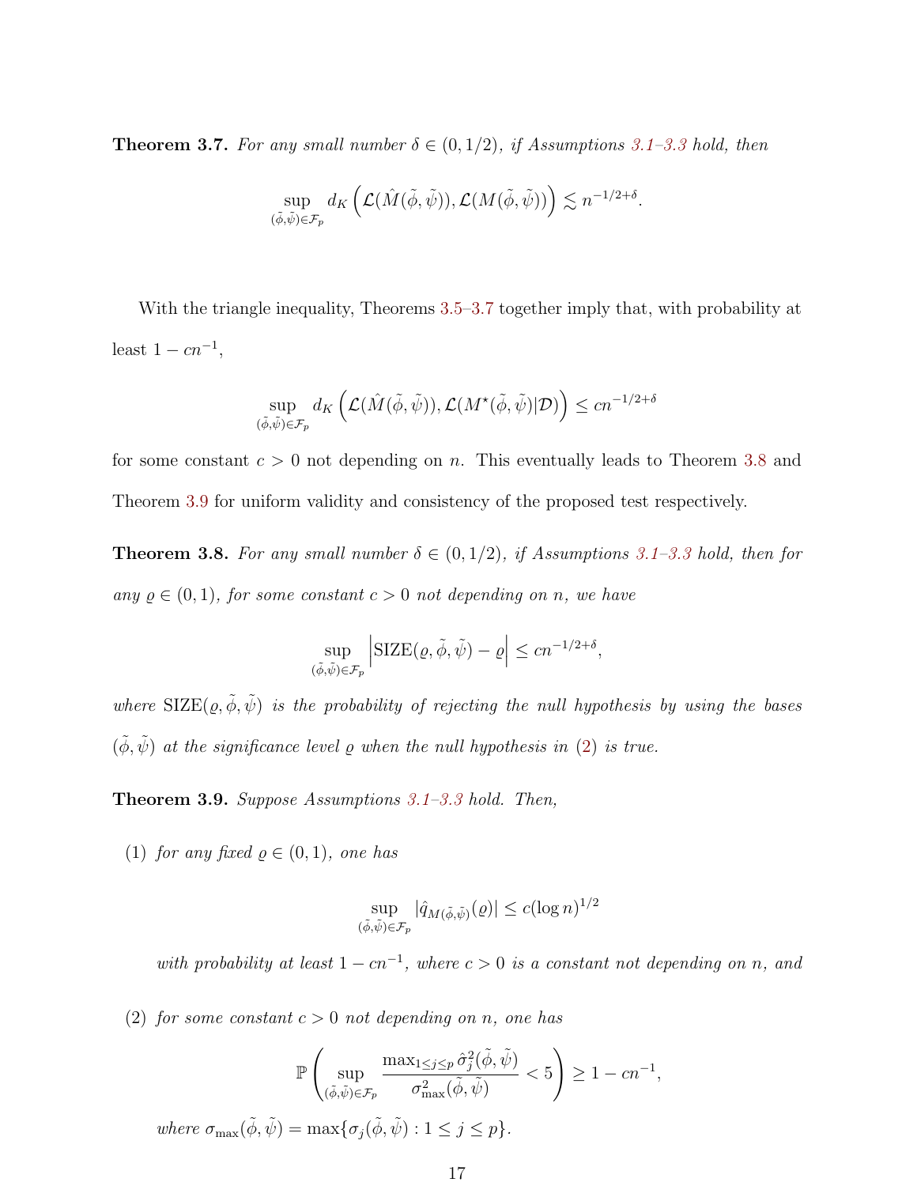**Theorem 3.7.** *For any small number $\delta \in (0, 1/2)$, if Assumptions 3.1–3.3 hold, then*

$$\sup_{(\tilde{\phi},\tilde{\psi})\in\mathcal{F}_p} d_K\left(\mathcal{L}(\hat{M}(\tilde{\phi},\tilde{\psi})), \mathcal{L}(M(\tilde{\phi},\tilde{\psi}))\right) \lesssim n^{-1/2+\delta}.$$

With the triangle inequality, Theorems 3.5–3.7 together imply that, with probability at least $1 - cn^{-1}$,

$$\sup_{(\tilde{\phi},\tilde{\psi})\in\mathcal{F}_p} d_K\left(\mathcal{L}(\hat{M}(\tilde{\phi},\tilde{\psi})), \mathcal{L}(M^\star(\tilde{\phi},\tilde{\psi})|\mathcal{D})\right) \leq cn^{-1/2+\delta}$$

for some constant $c > 0$ not depending on $n$. This eventually leads to Theorem 3.8 and Theorem 3.9 for uniform validity and consistency of the proposed test respectively.

**Theorem 3.8.** *For any small number $\delta \in (0, 1/2)$, if Assumptions 3.1–3.3 hold, then for any $\varrho \in (0, 1)$, for some constant $c > 0$ not depending on $n$, we have*

$$\sup_{(\tilde{\phi},\tilde{\psi})\in\mathcal{F}_p} \left|\mathrm{SIZE}(\varrho, \tilde{\phi}, \tilde{\psi}) - \varrho\right| \leq cn^{-1/2+\delta},$$

*where $\mathrm{SIZE}(\varrho, \tilde{\phi}, \tilde{\psi})$ is the probability of rejecting the null hypothesis by using the bases $(\tilde{\phi}, \tilde{\psi})$ at the significance level $\varrho$ when the null hypothesis in (2) is true.*

**Theorem 3.9.** *Suppose Assumptions 3.1–3.3 hold. Then,*

(1) *for any fixed $\varrho \in (0, 1)$, one has*

$$\sup_{(\tilde{\phi},\tilde{\psi})\in\mathcal{F}_p} |\hat{q}_{M(\tilde{\phi},\tilde{\psi})}(\varrho)| \leq c(\log n)^{1/2}$$

*with probability at least $1 - cn^{-1}$, where $c > 0$ is a constant not depending on $n$, and*

(2) *for some constant $c > 0$ not depending on $n$, one has*

$$\mathbb{P}\left(\sup_{(\tilde{\phi},\tilde{\psi})\in\mathcal{F}_p} \frac{\max_{1\leq j\leq p} \hat{\sigma}_j^2(\tilde{\phi},\tilde{\psi})}{\sigma_{\max}^2(\tilde{\phi},\tilde{\psi})} < 5\right) \geq 1 - cn^{-1},$$

*where $\sigma_{\max}(\tilde{\phi},\tilde{\psi}) = \max\{\sigma_j(\tilde{\phi},\tilde{\psi}) : 1 \leq j \leq p\}$.*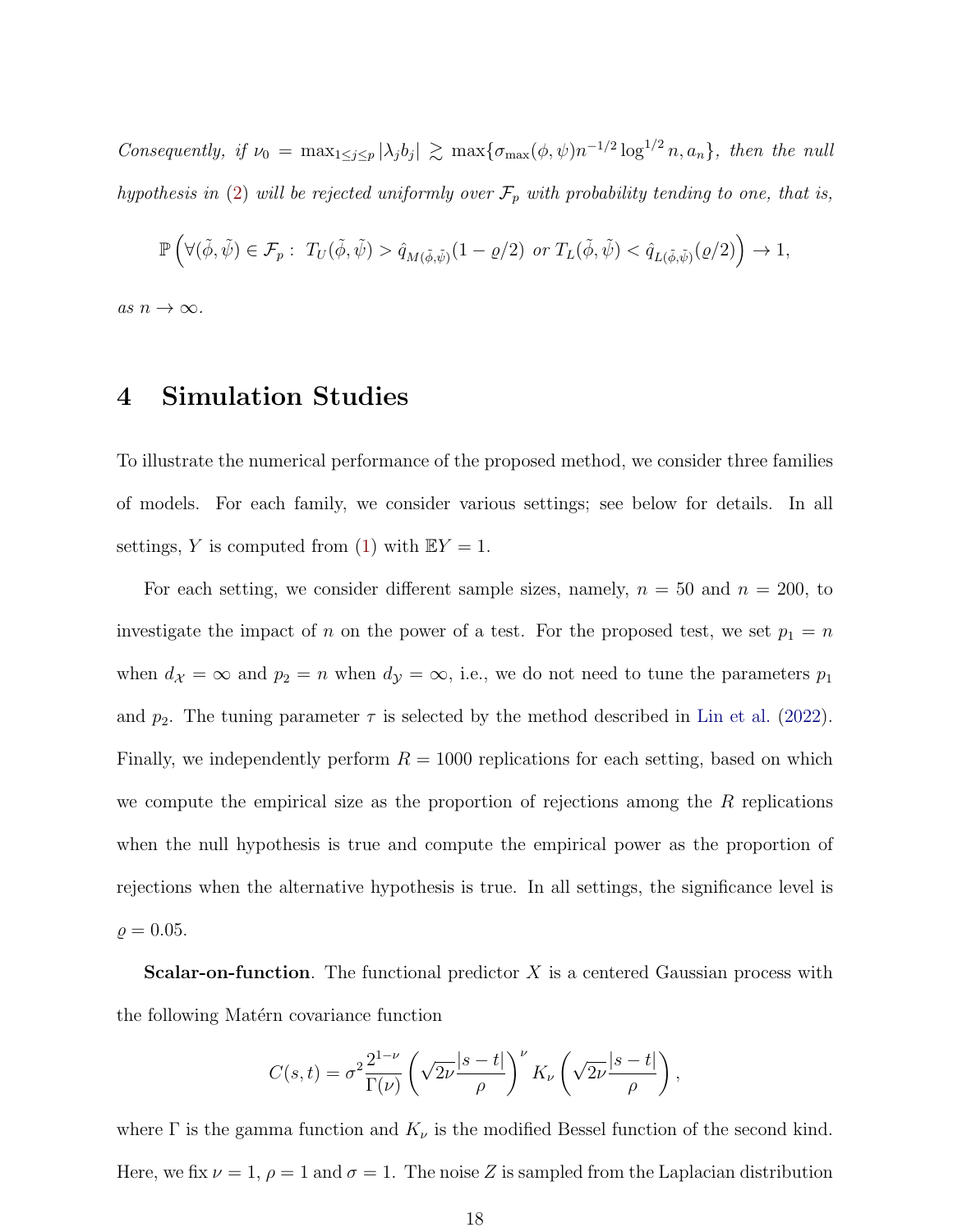*Consequently, if* $\nu_0 = \max_{1\le j\le p} |\lambda_j b_j| \gtrsim \max\{\sigma_{\max}(\phi,\psi) n^{-1/2}\log^{1/2} n, a_n\}$*, then the null hypothesis in* (2) *will be rejected uniformly over* $\mathcal{F}_p$ *with probability tending to one, that is,*

$$\mathbb{P}\left(\forall(\tilde{\phi},\tilde{\psi}) \in \mathcal{F}_p:\ T_U(\tilde{\phi},\tilde{\psi}) > \hat{q}_{M(\tilde{\phi},\tilde{\psi})}(1-\varrho/2) \text{ or } T_L(\tilde{\phi},\tilde{\psi}) < \hat{q}_{L(\tilde{\phi},\tilde{\psi})}(\varrho/2)\right) \to 1,$$

*as* $n \to \infty$*.*

# 4 Simulation Studies

To illustrate the numerical performance of the proposed method, we consider three families of models. For each family, we consider various settings; see below for details. In all settings, $Y$ is computed from (1) with $\mathbb{E}Y = 1$.

For each setting, we consider different sample sizes, namely, $n = 50$ and $n = 200$, to investigate the impact of $n$ on the power of a test. For the proposed test, we set $p_1 = n$ when $d_{\mathcal{X}} = \infty$ and $p_2 = n$ when $d_{\mathcal{Y}} = \infty$, i.e., we do not need to tune the parameters $p_1$ and $p_2$. The tuning parameter $\tau$ is selected by the method described in Lin et al. (2022). Finally, we independently perform $R = 1000$ replications for each setting, based on which we compute the empirical size as the proportion of rejections among the $R$ replications when the null hypothesis is true and compute the empirical power as the proportion of rejections when the alternative hypothesis is true. In all settings, the significance level is $\varrho = 0.05$.

**Scalar-on-function**. The functional predictor $X$ is a centered Gaussian process with the following Matérn covariance function

$$C(s,t) = \sigma^2 \frac{2^{1-\nu}}{\Gamma(\nu)} \left(\sqrt{2\nu}\frac{|s-t|}{\rho}\right)^{\nu} K_\nu\left(\sqrt{2\nu}\frac{|s-t|}{\rho}\right),$$

where $\Gamma$ is the gamma function and $K_\nu$ is the modified Bessel function of the second kind. Here, we fix $\nu = 1$, $\rho = 1$ and $\sigma = 1$. The noise $Z$ is sampled from the Laplacian distribution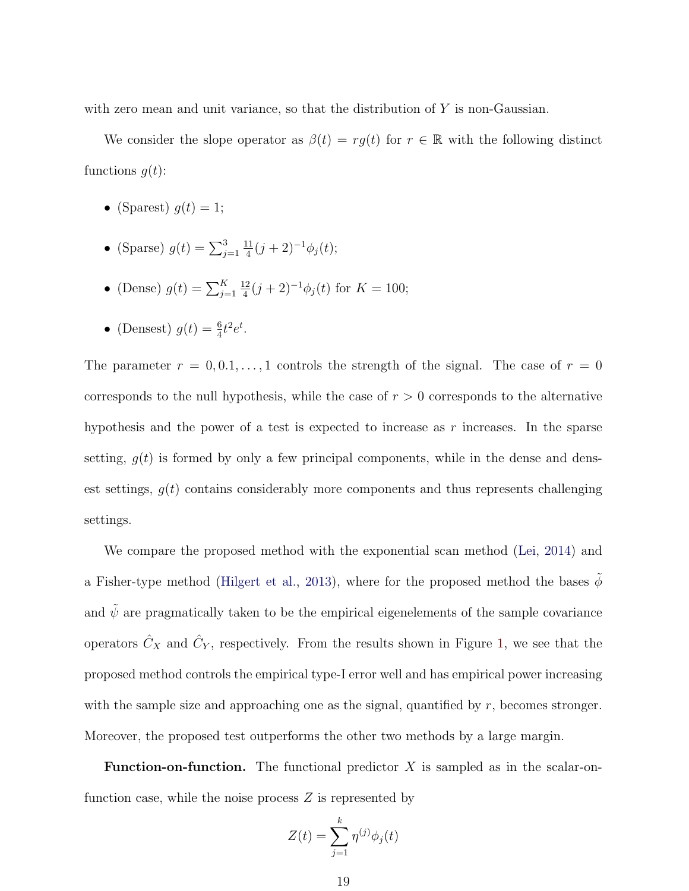with zero mean and unit variance, so that the distribution of $Y$ is non-Gaussian.

We consider the slope operator as $\beta(t) = rg(t)$ for $r \in \mathbb{R}$ with the following distinct functions $g(t)$:

- (Sparest) $g(t) = 1$;
- (Sparse) $g(t) = \sum_{j=1}^{3} \frac{11}{4}(j+2)^{-1}\phi_j(t)$;
- (Dense) $g(t) = \sum_{j=1}^{K} \frac{12}{4}(j+2)^{-1}\phi_j(t)$ for $K = 100$;
- (Densest) $g(t) = \frac{6}{4}t^2 e^t$.

The parameter $r = 0, 0.1, \ldots, 1$ controls the strength of the signal. The case of $r = 0$ corresponds to the null hypothesis, while the case of $r > 0$ corresponds to the alternative hypothesis and the power of a test is expected to increase as $r$ increases. In the sparse setting, $g(t)$ is formed by only a few principal components, while in the dense and densest settings, $g(t)$ contains considerably more components and thus represents challenging settings.

We compare the proposed method with the exponential scan method (Lei, 2014) and a Fisher-type method (Hilgert et al., 2013), where for the proposed method the bases $\tilde{\phi}$ and $\tilde{\psi}$ are pragmatically taken to be the empirical eigenelements of the sample covariance operators $\hat{C}_X$ and $\hat{C}_Y$, respectively. From the results shown in Figure 1, we see that the proposed method controls the empirical type-I error well and has empirical power increasing with the sample size and approaching one as the signal, quantified by $r$, becomes stronger. Moreover, the proposed test outperforms the other two methods by a large margin.

**Function-on-function.** The functional predictor $X$ is sampled as in the scalar-on-function case, while the noise process $Z$ is represented by

$$Z(t) = \sum_{j=1}^{k} \eta^{(j)}\phi_j(t)$$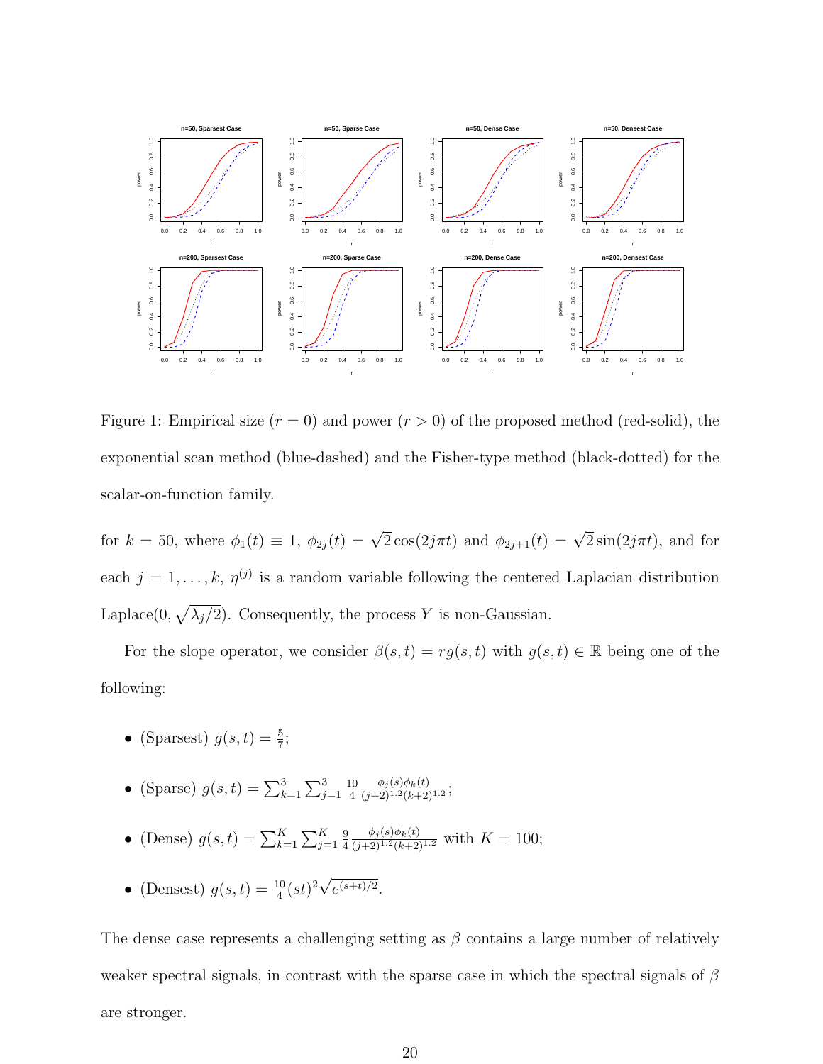Figure 1: Empirical size ($r = 0$) and power ($r > 0$) of the proposed method (red-solid), the exponential scan method (blue-dashed) and the Fisher-type method (black-dotted) for the scalar-on-function family.

for $k = 50$, where $\phi_1(t) \equiv 1$, $\phi_{2j}(t) = \sqrt{2}\cos(2j\pi t)$ and $\phi_{2j+1}(t) = \sqrt{2}\sin(2j\pi t)$, and for each $j = 1, \ldots, k$, $\eta^{(j)}$ is a random variable following the centered Laplacian distribution Laplace$(0, \sqrt{\lambda_j/2})$. Consequently, the process $Y$ is non-Gaussian.

For the slope operator, we consider $\beta(s,t) = rg(s,t)$ with $g(s,t) \in \mathbb{R}$ being one of the following:

- (Sparsest) $g(s,t) = \frac{5}{7}$;
- (Sparse) $g(s,t) = \sum_{k=1}^{3}\sum_{j=1}^{3} \frac{10}{4} \frac{\phi_j(s)\phi_k(t)}{(j+2)^{1.2}(k+2)^{1.2}}$;
- (Dense) $g(s,t) = \sum_{k=1}^{K}\sum_{j=1}^{K} \frac{9}{4} \frac{\phi_j(s)\phi_k(t)}{(j+2)^{1.2}(k+2)^{1.2}}$ with $K = 100$;
- (Densest) $g(s,t) = \frac{10}{4}(st)^2\sqrt{e^{(s+t)/2}}$.

The dense case represents a challenging setting as $\beta$ contains a large number of relatively weaker spectral signals, in contrast with the sparse case in which the spectral signals of $\beta$ are stronger.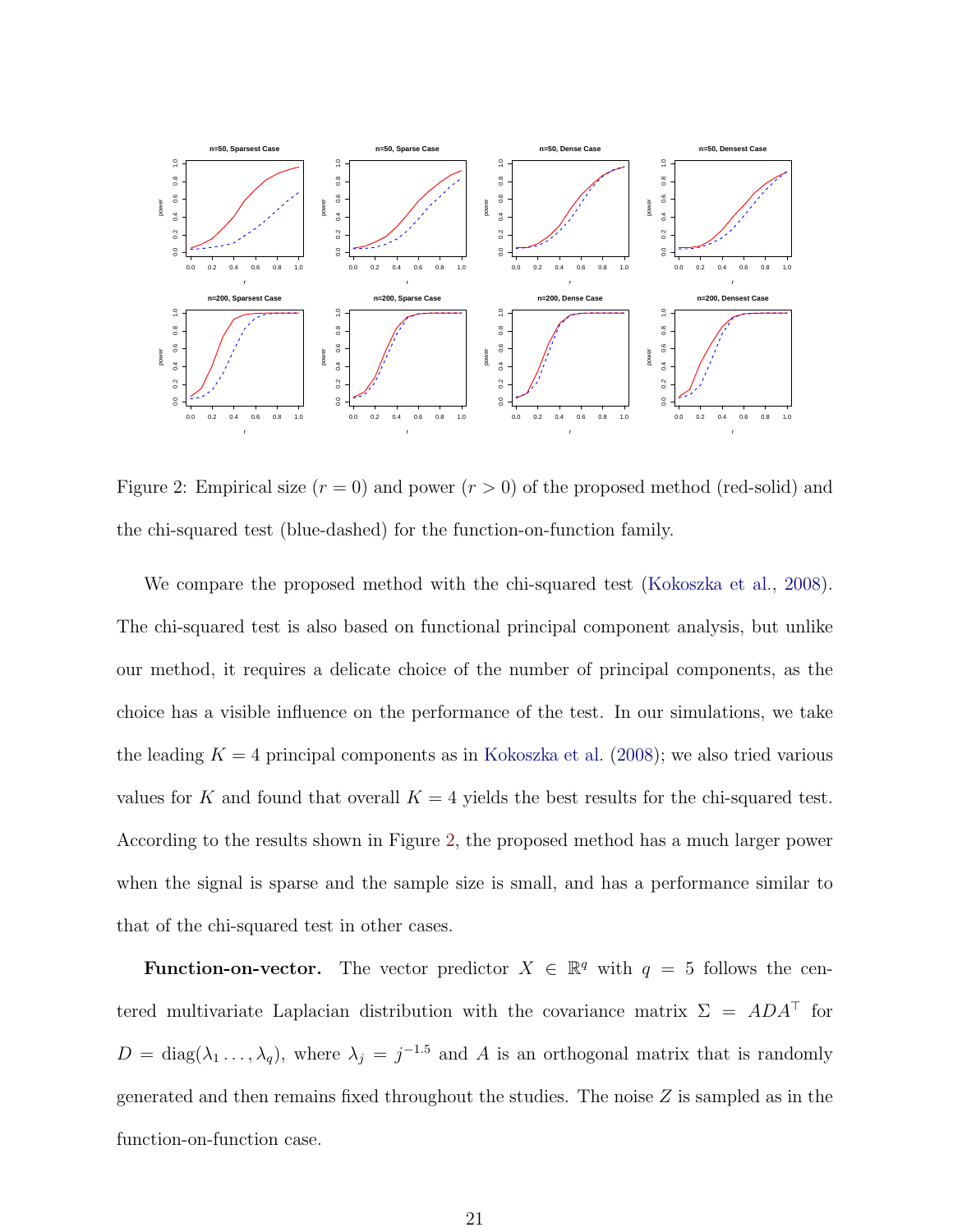Figure 2: Empirical size ($r = 0$) and power ($r > 0$) of the proposed method (red-solid) and the chi-squared test (blue-dashed) for the function-on-function family.

We compare the proposed method with the chi-squared test (Kokoszka et al., 2008). The chi-squared test is also based on functional principal component analysis, but unlike our method, it requires a delicate choice of the number of principal components, as the choice has a visible influence on the performance of the test. In our simulations, we take the leading $K = 4$ principal components as in Kokoszka et al. (2008); we also tried various values for $K$ and found that overall $K = 4$ yields the best results for the chi-squared test. According to the results shown in Figure 2, the proposed method has a much larger power when the signal is sparse and the sample size is small, and has a performance similar to that of the chi-squared test in other cases.

**Function-on-vector.** The vector predictor $X \in \mathbb{R}^q$ with $q = 5$ follows the centered multivariate Laplacian distribution with the covariance matrix $\Sigma = ADA^\top$ for $D = \mathrm{diag}(\lambda_1 \ldots, \lambda_q)$, where $\lambda_j = j^{-1.5}$ and $A$ is an orthogonal matrix that is randomly generated and then remains fixed throughout the studies. The noise $Z$ is sampled as in the function-on-function case.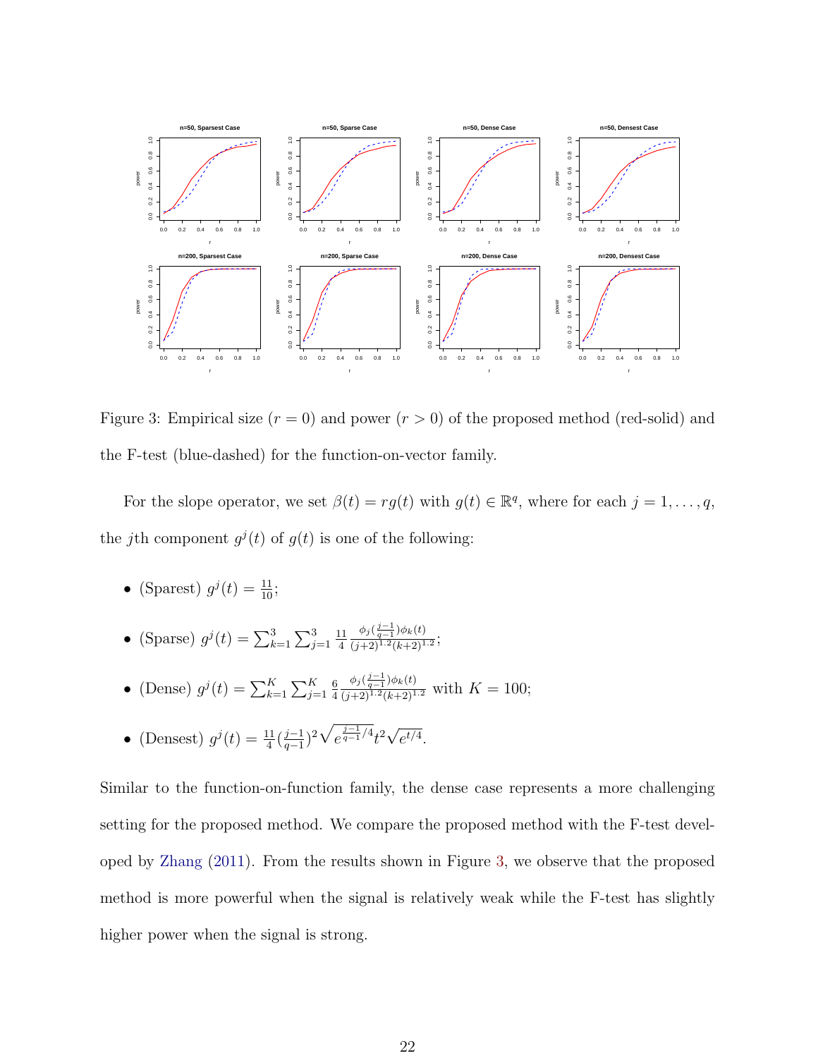Figure 3: Empirical size ($r = 0$) and power ($r > 0$) of the proposed method (red-solid) and the F-test (blue-dashed) for the function-on-vector family.

For the slope operator, we set $\beta(t) = rg(t)$ with $g(t) \in \mathbb{R}^q$, where for each $j = 1, \ldots, q$, the $j$th component $g^j(t)$ of $g(t)$ is one of the following:

- (Sparest) $g^j(t) = \frac{11}{10}$;
- (Sparse) $g^j(t) = \sum_{k=1}^{3} \sum_{j=1}^{3} \frac{11}{4} \frac{\phi_j(\frac{j-1}{q-1})\phi_k(t)}{(j+2)^{1.2}(k+2)^{1.2}}$;
- (Dense) $g^j(t) = \sum_{k=1}^{K} \sum_{j=1}^{K} \frac{6}{4} \frac{\phi_j(\frac{j-1}{q-1})\phi_k(t)}{(j+2)^{1.2}(k+2)^{1.2}}$ with $K = 100$;
- (Densest) $g^j(t) = \frac{11}{4}(\frac{j-1}{q-1})^2 \sqrt{e^{\frac{j-1}{q-1}/4}} t^2 \sqrt{e^{t/4}}$.

Similar to the function-on-function family, the dense case represents a more challenging setting for the proposed method. We compare the proposed method with the F-test developed by Zhang (2011). From the results shown in Figure 3, we observe that the proposed method is more powerful when the signal is relatively weak while the F-test has slightly higher power when the signal is strong.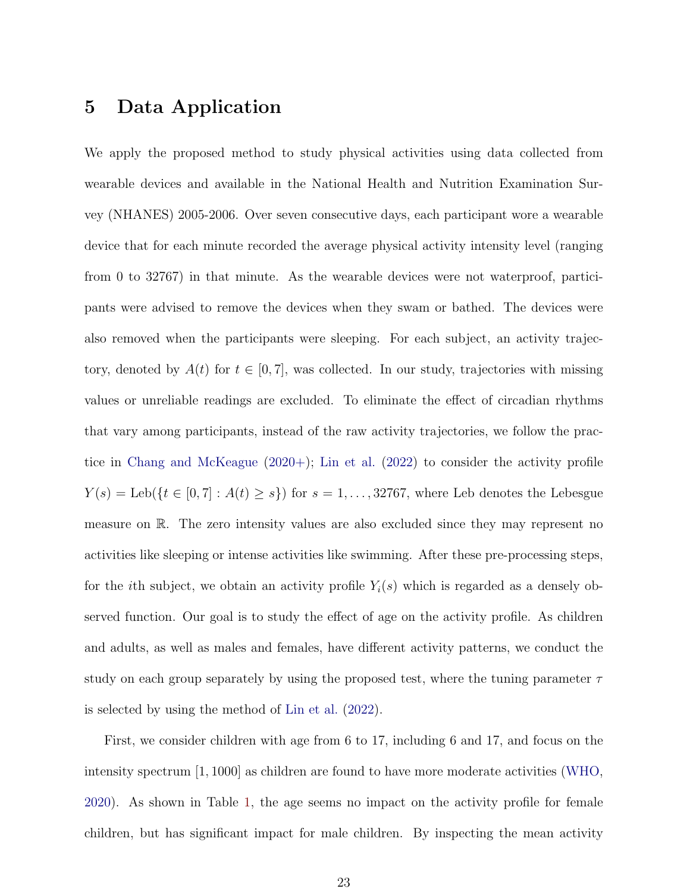## 5 Data Application

We apply the proposed method to study physical activities using data collected from wearable devices and available in the National Health and Nutrition Examination Survey (NHANES) 2005-2006. Over seven consecutive days, each participant wore a wearable device that for each minute recorded the average physical activity intensity level (ranging from 0 to 32767) in that minute. As the wearable devices were not waterproof, participants were advised to remove the devices when they swam or bathed. The devices were also removed when the participants were sleeping. For each subject, an activity trajectory, denoted by $A(t)$ for $t \in [0, 7]$, was collected. In our study, trajectories with missing values or unreliable readings are excluded. To eliminate the effect of circadian rhythms that vary among participants, instead of the raw activity trajectories, we follow the practice in Chang and McKeague (2020+); Lin et al. (2022) to consider the activity profile $Y(s) = \text{Leb}(\{t \in [0, 7] : A(t) \geq s\})$ for $s = 1, \ldots, 32767$, where Leb denotes the Lebesgue measure on $\mathbb{R}$. The zero intensity values are also excluded since they may represent no activities like sleeping or intense activities like swimming. After these pre-processing steps, for the $i$th subject, we obtain an activity profile $Y_i(s)$ which is regarded as a densely observed function. Our goal is to study the effect of age on the activity profile. As children and adults, as well as males and females, have different activity patterns, we conduct the study on each group separately by using the proposed test, where the tuning parameter $\tau$ is selected by using the method of Lin et al. (2022).

First, we consider children with age from 6 to 17, including 6 and 17, and focus on the intensity spectrum $[1, 1000]$ as children are found to have more moderate activities (WHO, 2020). As shown in Table 1, the age seems no impact on the activity profile for female children, but has significant impact for male children. By inspecting the mean activity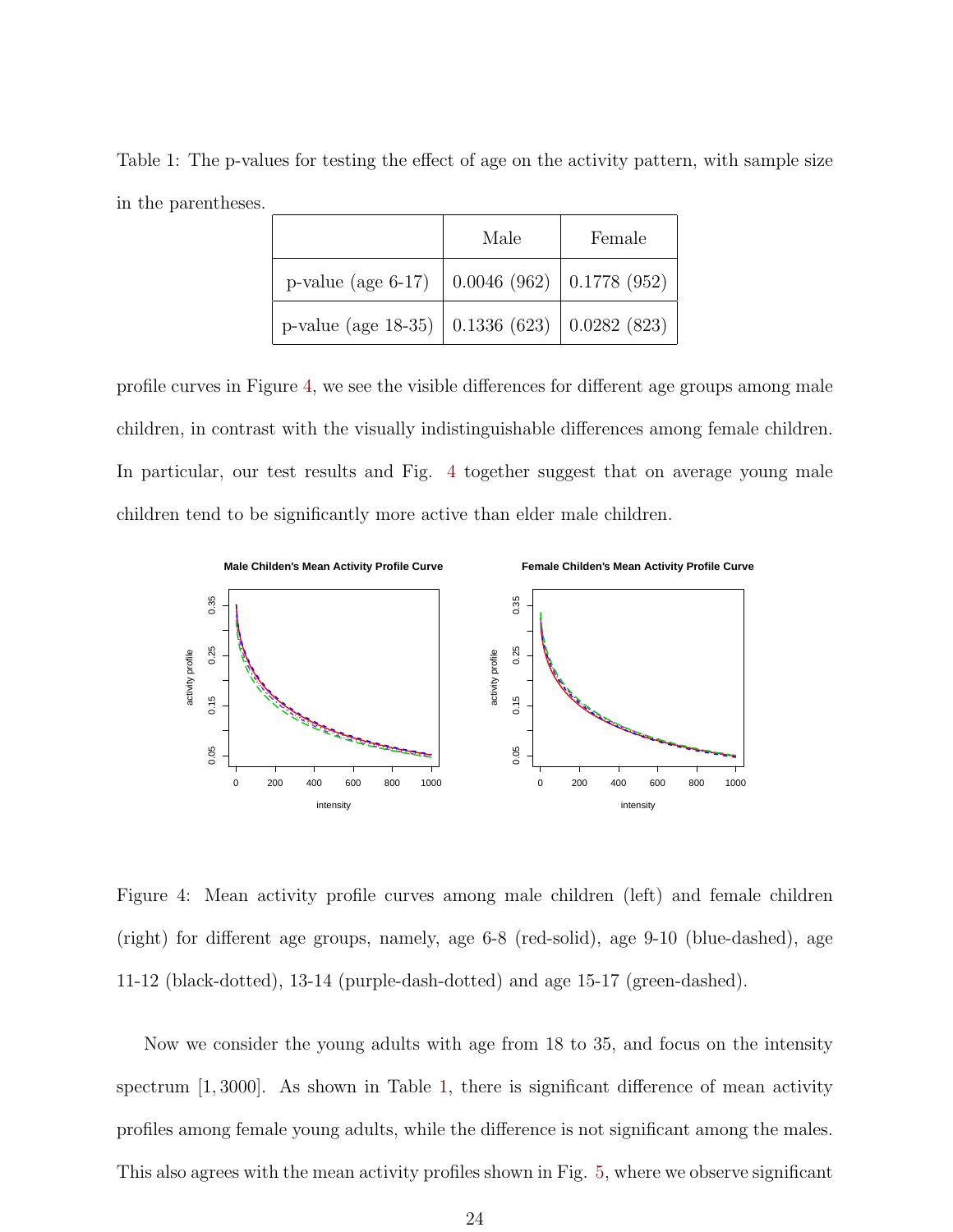Table 1: The p-values for testing the effect of age on the activity pattern, with sample size in the parentheses.

| | Male | Female |
|---|---|---|
| p-value (age 6-17) | 0.0046 (962) | 0.1778 (952) |
| p-value (age 18-35) | 0.1336 (623) | 0.0282 (823) |

profile curves in Figure 4, we see the visible differences for different age groups among male children, in contrast with the visually indistinguishable differences among female children. In particular, our test results and Fig. 4 together suggest that on average young male children tend to be significantly more active than elder male children.

Figure 4: Mean activity profile curves among male children (left) and female children (right) for different age groups, namely, age 6-8 (red-solid), age 9-10 (blue-dashed), age 11-12 (black-dotted), 13-14 (purple-dash-dotted) and age 15-17 (green-dashed).

Now we consider the young adults with age from 18 to 35, and focus on the intensity spectrum $[1, 3000]$. As shown in Table 1, there is significant difference of mean activity profiles among female young adults, while the difference is not significant among the males. This also agrees with the mean activity profiles shown in Fig. 5, where we observe significant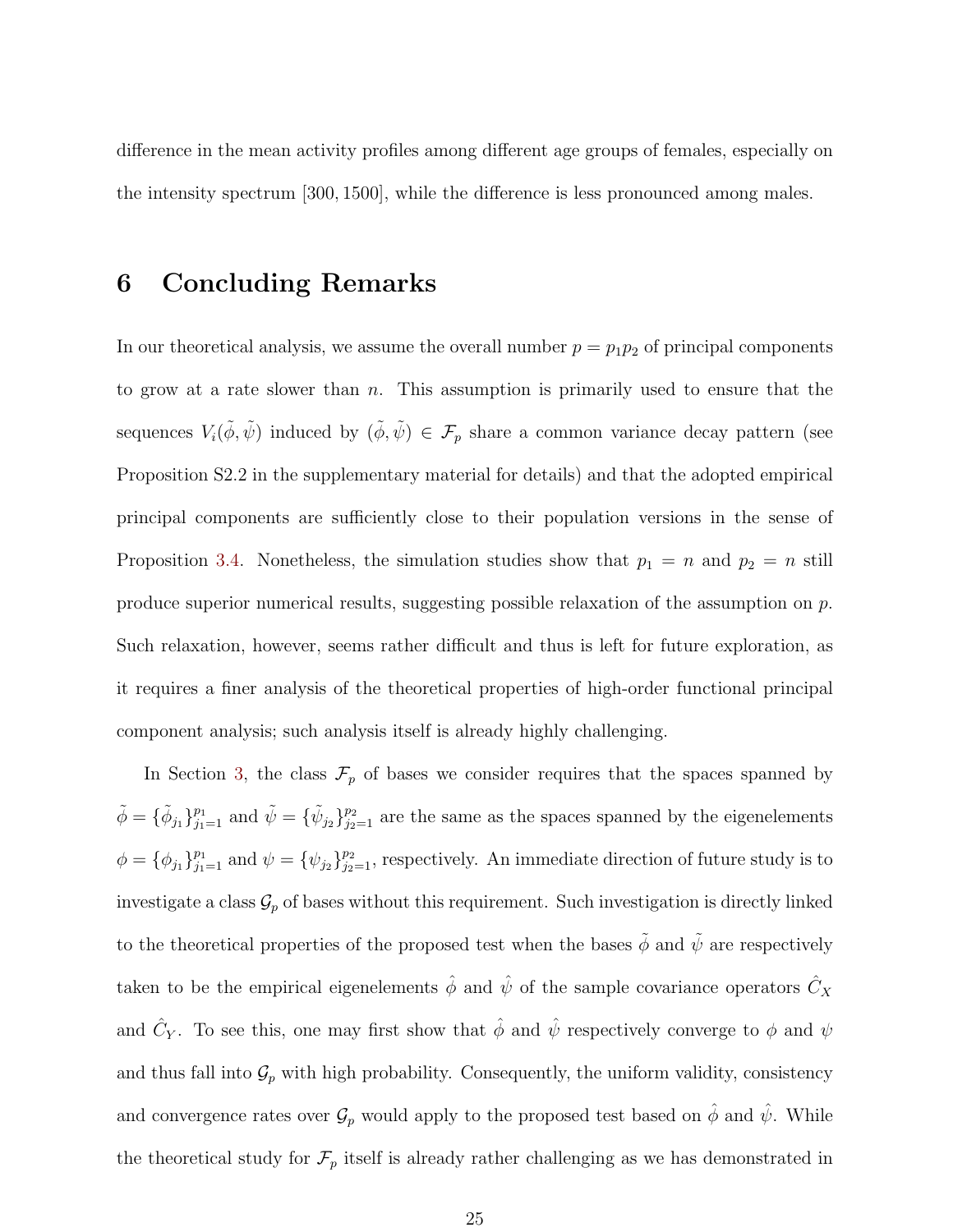difference in the mean activity profiles among different age groups of females, especially on the intensity spectrum $[300, 1500]$, while the difference is less pronounced among males.

# 6 Concluding Remarks

In our theoretical analysis, we assume the overall number $p = p_1 p_2$ of principal components to grow at a rate slower than $n$. This assumption is primarily used to ensure that the sequences $V_i(\tilde{\phi}, \tilde{\psi})$ induced by $(\tilde{\phi}, \tilde{\psi}) \in \mathcal{F}_p$ share a common variance decay pattern (see Proposition S2.2 in the supplementary material for details) and that the adopted empirical principal components are sufficiently close to their population versions in the sense of Proposition 3.4. Nonetheless, the simulation studies show that $p_1 = n$ and $p_2 = n$ still produce superior numerical results, suggesting possible relaxation of the assumption on $p$. Such relaxation, however, seems rather difficult and thus is left for future exploration, as it requires a finer analysis of the theoretical properties of high-order functional principal component analysis; such analysis itself is already highly challenging.

In Section 3, the class $\mathcal{F}_p$ of bases we consider requires that the spaces spanned by $\tilde{\phi} = \{\tilde{\phi}_{j_1}\}_{j_1=1}^{p_1}$ and $\tilde{\psi} = \{\tilde{\psi}_{j_2}\}_{j_2=1}^{p_2}$ are the same as the spaces spanned by the eigenelements $\phi = \{\phi_{j_1}\}_{j_1=1}^{p_1}$ and $\psi = \{\psi_{j_2}\}_{j_2=1}^{p_2}$, respectively. An immediate direction of future study is to investigate a class $\mathcal{G}_p$ of bases without this requirement. Such investigation is directly linked to the theoretical properties of the proposed test when the bases $\tilde{\phi}$ and $\tilde{\psi}$ are respectively taken to be the empirical eigenelements $\hat{\phi}$ and $\hat{\psi}$ of the sample covariance operators $\hat{C}_X$ and $\hat{C}_Y$. To see this, one may first show that $\hat{\phi}$ and $\hat{\psi}$ respectively converge to $\phi$ and $\psi$ and thus fall into $\mathcal{G}_p$ with high probability. Consequently, the uniform validity, consistency and convergence rates over $\mathcal{G}_p$ would apply to the proposed test based on $\hat{\phi}$ and $\hat{\psi}$. While the theoretical study for $\mathcal{F}_p$ itself is already rather challenging as we has demonstrated in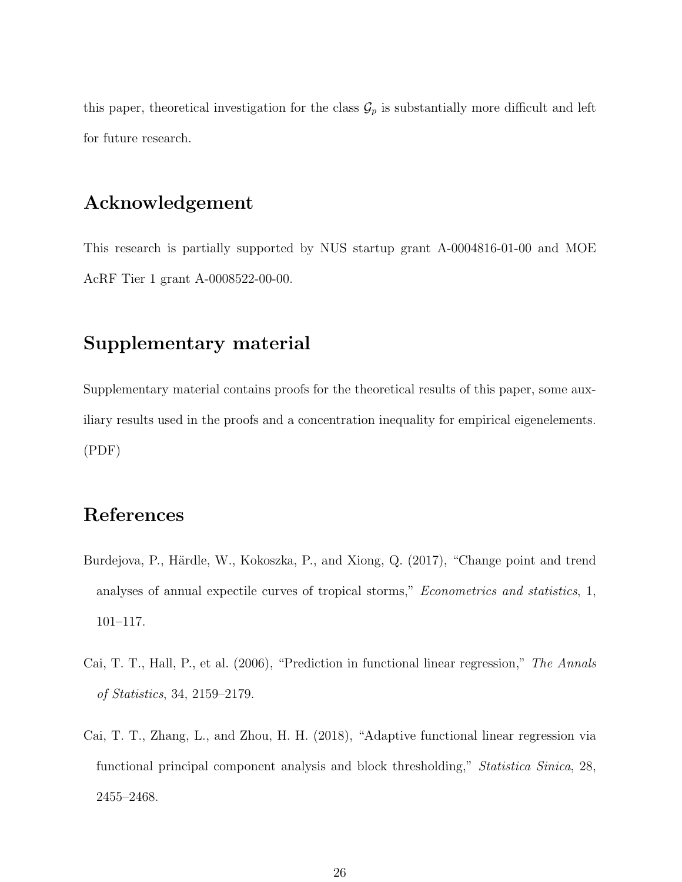this paper, theoretical investigation for the class $\mathcal{G}_p$ is substantially more difficult and left for future research.

## Acknowledgement

This research is partially supported by NUS startup grant A-0004816-01-00 and MOE AcRF Tier 1 grant A-0008522-00-00.

## Supplementary material

Supplementary material contains proofs for the theoretical results of this paper, some auxiliary results used in the proofs and a concentration inequality for empirical eigenelements. (PDF)

## References

Burdejova, P., Härdle, W., Kokoszka, P., and Xiong, Q. (2017), "Change point and trend analyses of annual expectile curves of tropical storms," *Econometrics and statistics*, 1, 101–117.

Cai, T. T., Hall, P., et al. (2006), "Prediction in functional linear regression," *The Annals of Statistics*, 34, 2159–2179.

Cai, T. T., Zhang, L., and Zhou, H. H. (2018), "Adaptive functional linear regression via functional principal component analysis and block thresholding," *Statistica Sinica*, 28, 2455–2468.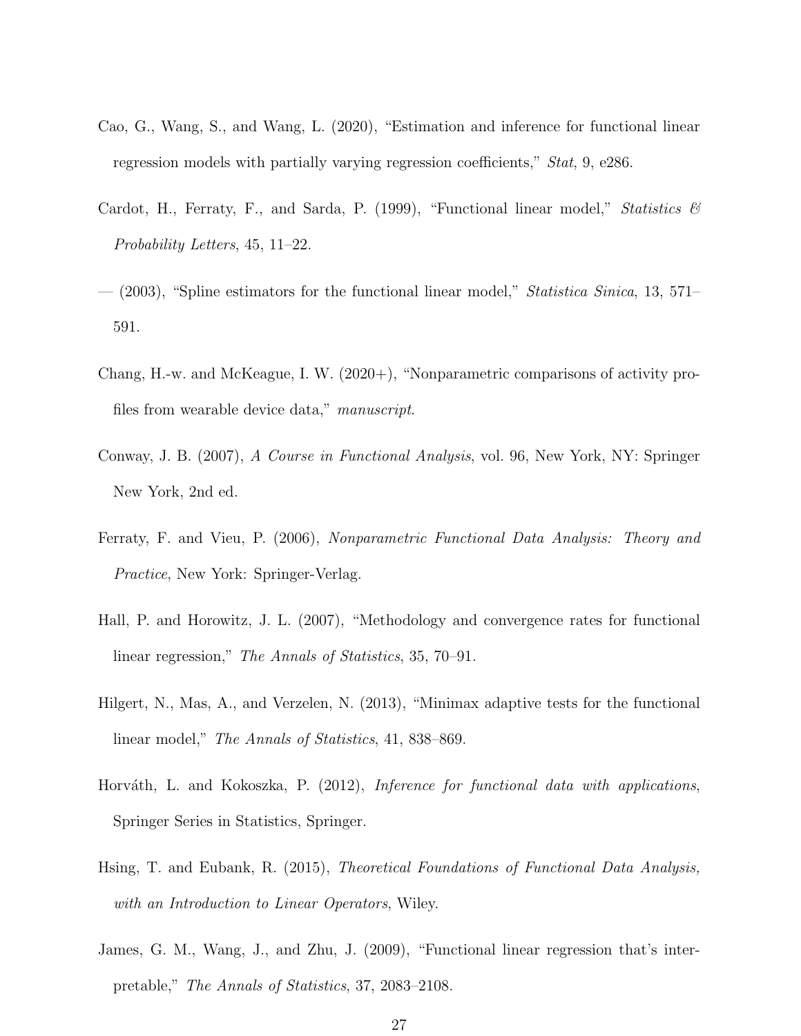Cao, G., Wang, S., and Wang, L. (2020), "Estimation and inference for functional linear regression models with partially varying regression coefficients," *Stat*, 9, e286.

Cardot, H., Ferraty, F., and Sarda, P. (1999), "Functional linear model," *Statistics & Probability Letters*, 45, 11–22.

— (2003), "Spline estimators for the functional linear model," *Statistica Sinica*, 13, 571–591.

Chang, H.-w. and McKeague, I. W. (2020+), "Nonparametric comparisons of activity profiles from wearable device data," *manuscript*.

Conway, J. B. (2007), *A Course in Functional Analysis*, vol. 96, New York, NY: Springer New York, 2nd ed.

Ferraty, F. and Vieu, P. (2006), *Nonparametric Functional Data Analysis: Theory and Practice*, New York: Springer-Verlag.

Hall, P. and Horowitz, J. L. (2007), "Methodology and convergence rates for functional linear regression," *The Annals of Statistics*, 35, 70–91.

Hilgert, N., Mas, A., and Verzelen, N. (2013), "Minimax adaptive tests for the functional linear model," *The Annals of Statistics*, 41, 838–869.

Horváth, L. and Kokoszka, P. (2012), *Inference for functional data with applications*, Springer Series in Statistics, Springer.

Hsing, T. and Eubank, R. (2015), *Theoretical Foundations of Functional Data Analysis, with an Introduction to Linear Operators*, Wiley.

James, G. M., Wang, J., and Zhu, J. (2009), "Functional linear regression that's interpretable," *The Annals of Statistics*, 37, 2083–2108.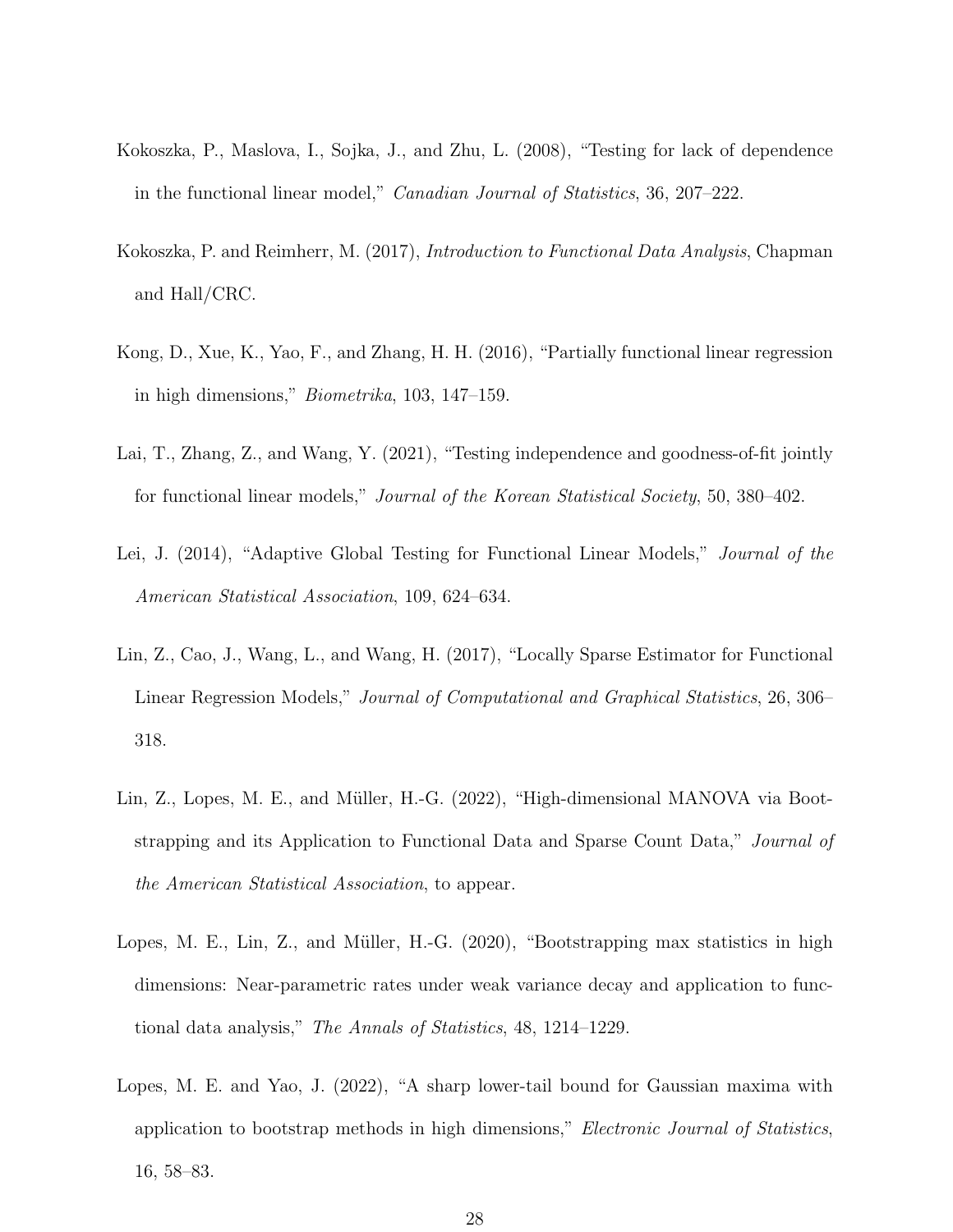Kokoszka, P., Maslova, I., Sojka, J., and Zhu, L. (2008), "Testing for lack of dependence in the functional linear model," *Canadian Journal of Statistics*, 36, 207–222.

Kokoszka, P. and Reimherr, M. (2017), *Introduction to Functional Data Analysis*, Chapman and Hall/CRC.

Kong, D., Xue, K., Yao, F., and Zhang, H. H. (2016), "Partially functional linear regression in high dimensions," *Biometrika*, 103, 147–159.

Lai, T., Zhang, Z., and Wang, Y. (2021), "Testing independence and goodness-of-fit jointly for functional linear models," *Journal of the Korean Statistical Society*, 50, 380–402.

Lei, J. (2014), "Adaptive Global Testing for Functional Linear Models," *Journal of the American Statistical Association*, 109, 624–634.

Lin, Z., Cao, J., Wang, L., and Wang, H. (2017), "Locally Sparse Estimator for Functional Linear Regression Models," *Journal of Computational and Graphical Statistics*, 26, 306–318.

Lin, Z., Lopes, M. E., and Müller, H.-G. (2022), "High-dimensional MANOVA via Bootstrapping and its Application to Functional Data and Sparse Count Data," *Journal of the American Statistical Association*, to appear.

Lopes, M. E., Lin, Z., and Müller, H.-G. (2020), "Bootstrapping max statistics in high dimensions: Near-parametric rates under weak variance decay and application to functional data analysis," *The Annals of Statistics*, 48, 1214–1229.

Lopes, M. E. and Yao, J. (2022), "A sharp lower-tail bound for Gaussian maxima with application to bootstrap methods in high dimensions," *Electronic Journal of Statistics*, 16, 58–83.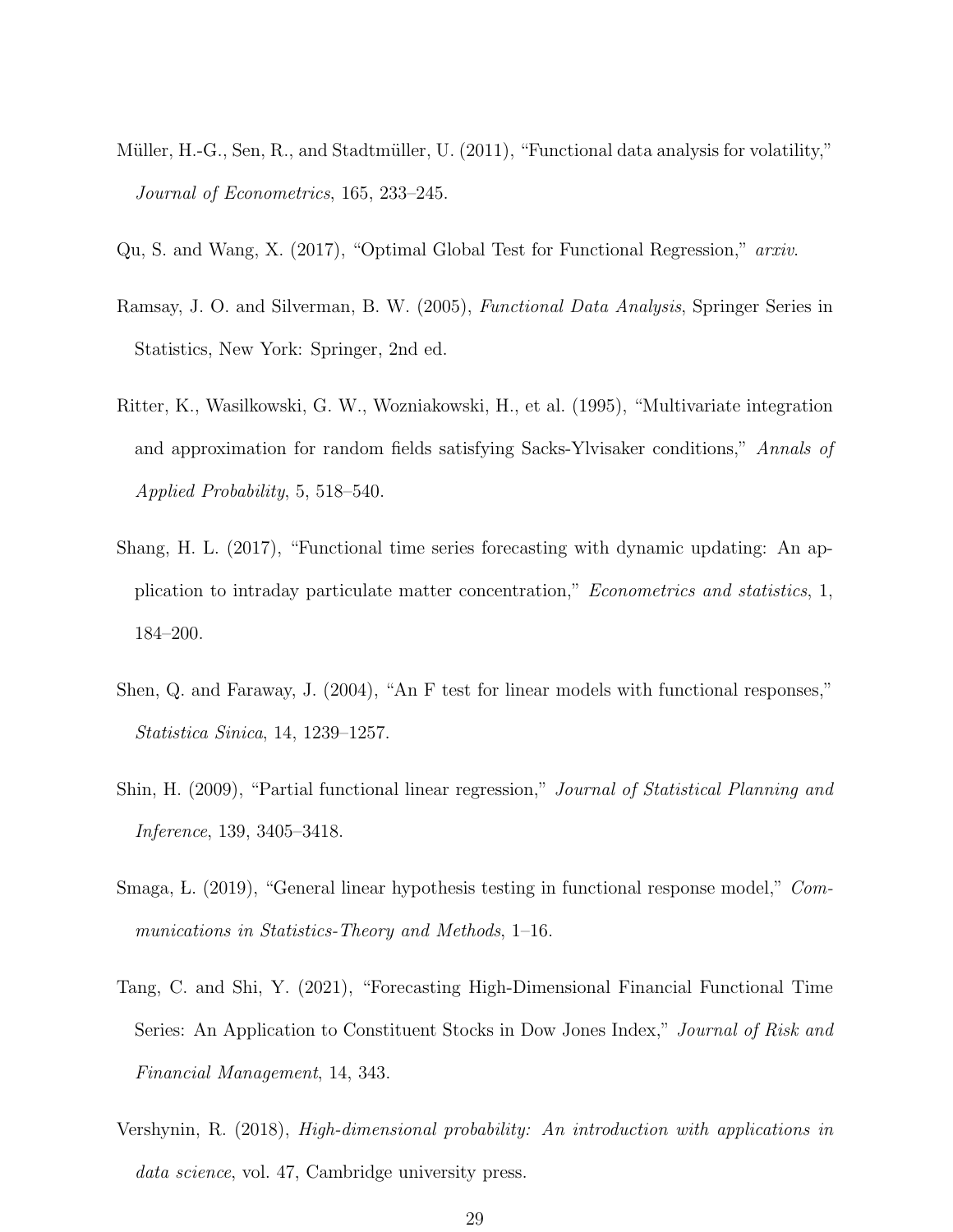Müller, H.-G., Sen, R., and Stadtmüller, U. (2011), "Functional data analysis for volatility," *Journal of Econometrics*, 165, 233–245.

Qu, S. and Wang, X. (2017), "Optimal Global Test for Functional Regression," *arxiv*.

Ramsay, J. O. and Silverman, B. W. (2005), *Functional Data Analysis*, Springer Series in Statistics, New York: Springer, 2nd ed.

Ritter, K., Wasilkowski, G. W., Wozniakowski, H., et al. (1995), "Multivariate integration and approximation for random fields satisfying Sacks-Ylvisaker conditions," *Annals of Applied Probability*, 5, 518–540.

Shang, H. L. (2017), "Functional time series forecasting with dynamic updating: An application to intraday particulate matter concentration," *Econometrics and statistics*, 1, 184–200.

Shen, Q. and Faraway, J. (2004), "An F test for linear models with functional responses," *Statistica Sinica*, 14, 1239–1257.

Shin, H. (2009), "Partial functional linear regression," *Journal of Statistical Planning and Inference*, 139, 3405–3418.

Smaga, Ł. (2019), "General linear hypothesis testing in functional response model," *Communications in Statistics-Theory and Methods*, 1–16.

Tang, C. and Shi, Y. (2021), "Forecasting High-Dimensional Financial Functional Time Series: An Application to Constituent Stocks in Dow Jones Index," *Journal of Risk and Financial Management*, 14, 343.

Vershynin, R. (2018), *High-dimensional probability: An introduction with applications in data science*, vol. 47, Cambridge university press.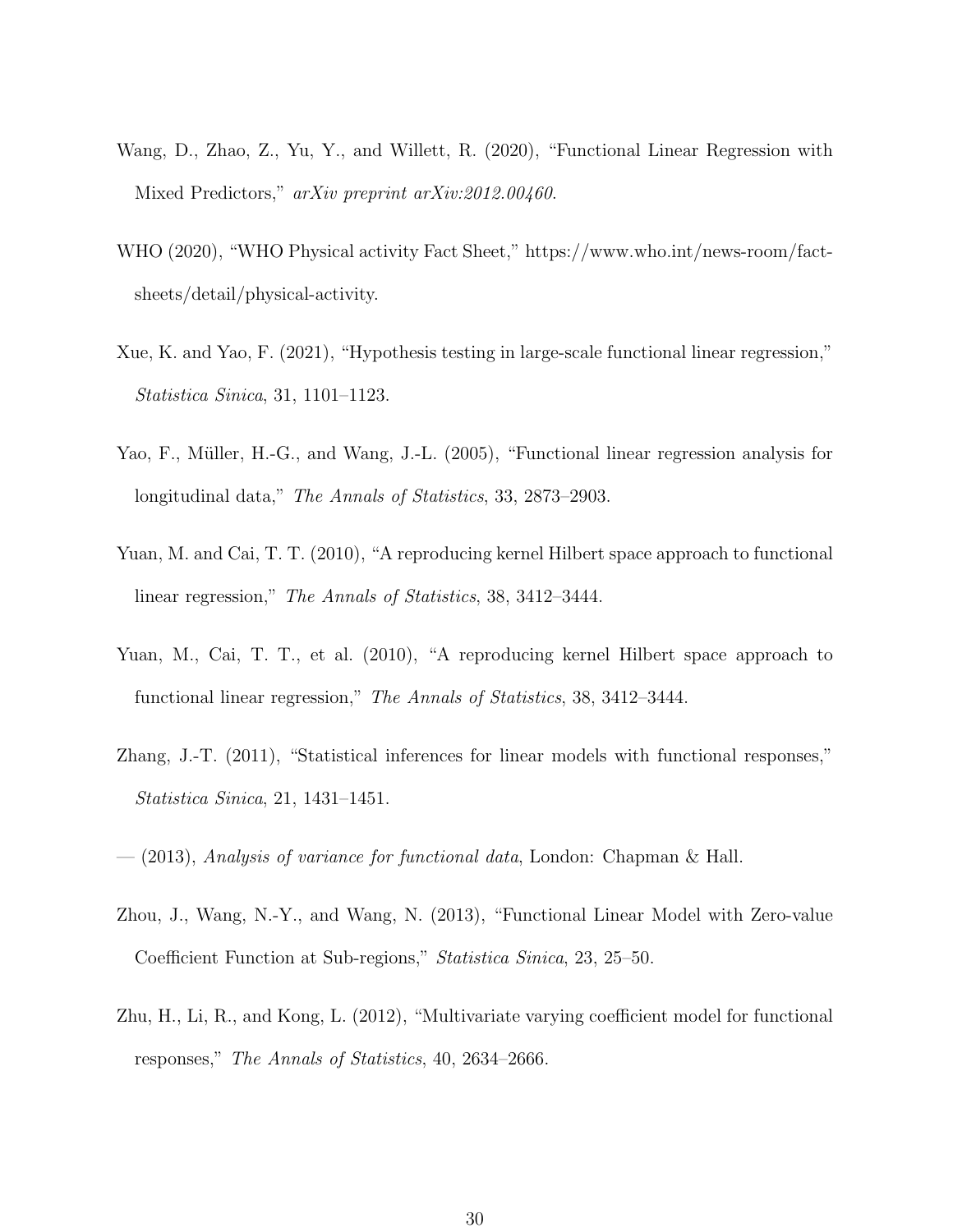Wang, D., Zhao, Z., Yu, Y., and Willett, R. (2020), "Functional Linear Regression with Mixed Predictors," *arXiv preprint arXiv:2012.00460*.

WHO (2020), "WHO Physical activity Fact Sheet," https://www.who.int/news-room/fact-sheets/detail/physical-activity.

Xue, K. and Yao, F. (2021), "Hypothesis testing in large-scale functional linear regression," *Statistica Sinica*, 31, 1101–1123.

Yao, F., Müller, H.-G., and Wang, J.-L. (2005), "Functional linear regression analysis for longitudinal data," *The Annals of Statistics*, 33, 2873–2903.

Yuan, M. and Cai, T. T. (2010), "A reproducing kernel Hilbert space approach to functional linear regression," *The Annals of Statistics*, 38, 3412–3444.

Yuan, M., Cai, T. T., et al. (2010), "A reproducing kernel Hilbert space approach to functional linear regression," *The Annals of Statistics*, 38, 3412–3444.

Zhang, J.-T. (2011), "Statistical inferences for linear models with functional responses," *Statistica Sinica*, 21, 1431–1451.

— (2013), *Analysis of variance for functional data*, London: Chapman & Hall.

Zhou, J., Wang, N.-Y., and Wang, N. (2013), "Functional Linear Model with Zero-value Coefficient Function at Sub-regions," *Statistica Sinica*, 23, 25–50.

Zhu, H., Li, R., and Kong, L. (2012), "Multivariate varying coefficient model for functional responses," *The Annals of Statistics*, 40, 2634–2666.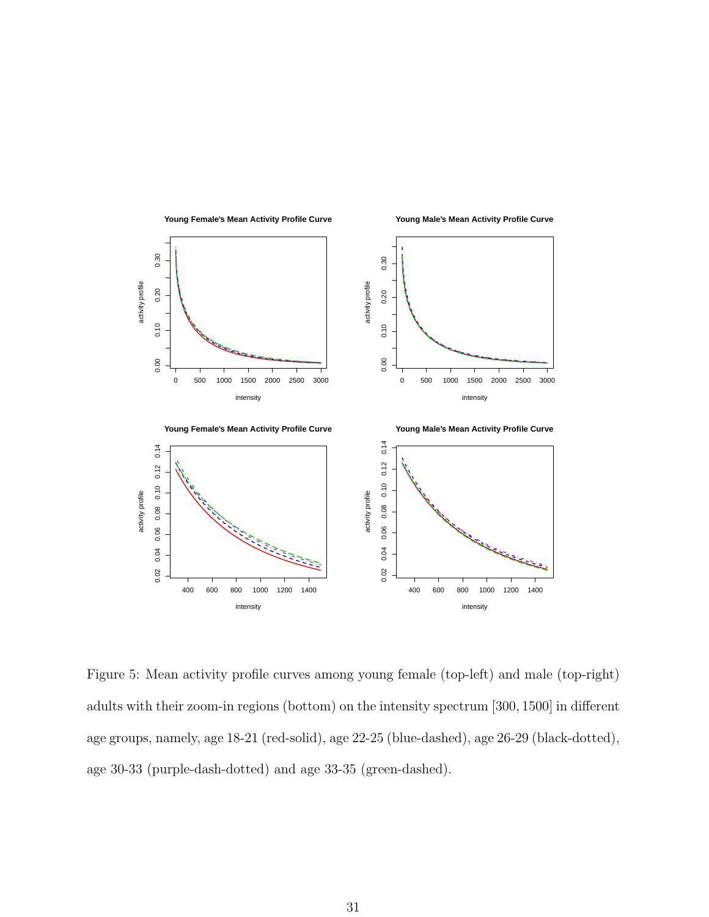Young Female's Mean Activity Profile Curve

activity profile

0.00 0.10 0.20 0.30

0 500 1000 1500 2000 2500 3000

intensity

Young Male's Mean Activity Profile Curve

activity profile

0.00 0.10 0.20 0.30

0 500 1000 1500 2000 2500 3000

intensity

Young Female's Mean Activity Profile Curve

activity profile

0.02 0.04 0.06 0.08 0.10 0.12 0.14

400 600 800 1000 1200 1400

intensity

Young Male's Mean Activity Profile Curve

activity profile

0.02 0.04 0.06 0.08 0.10 0.12 0.14

400 600 800 1000 1200 1400

intensity

Figure 5: Mean activity profile curves among young female (top-left) and male (top-right) adults with their zoom-in regions (bottom) on the intensity spectrum [300, 1500] in different age groups, namely, age 18-21 (red-solid), age 22-25 (blue-dashed), age 26-29 (black-dotted), age 30-33 (purple-dash-dotted) and age 33-35 (green-dashed).